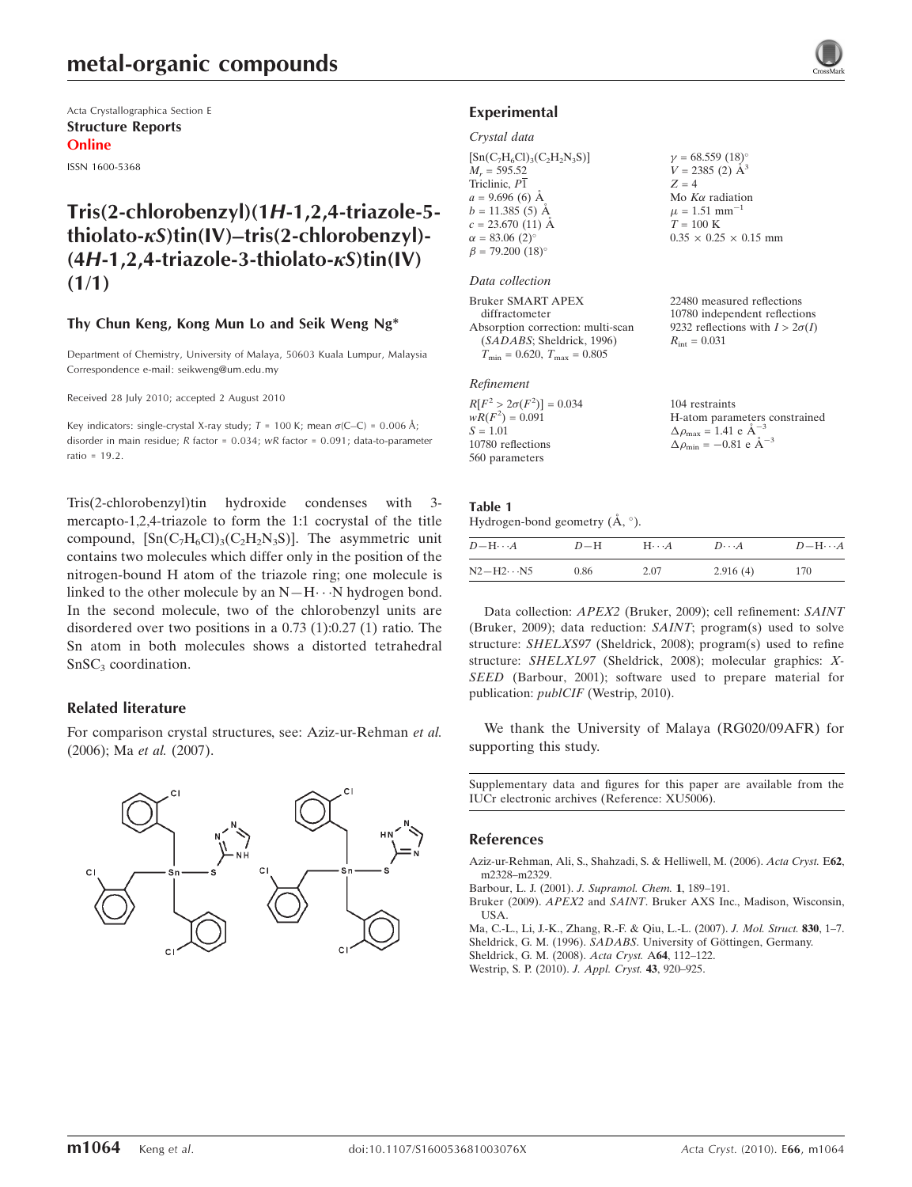# metal-organic compounds

Acta Crystallographica Section E
**Structure Reports**
**Online**

ISSN 1600-5368

## Tris(2-chlorobenzyl)(1*H*-1,2,4-triazole-5-thiolato-κ*S*)tin(IV)–tris(2-chlorobenzyl)-(4*H*-1,2,4-triazole-3-thiolato-κ*S*)tin(IV) (1/1)

**Thy Chun Keng, Kong Mun Lo and Seik Weng Ng***

Department of Chemistry, University of Malaya, 50603 Kuala Lumpur, Malaysia
Correspondence e-mail: seikweng@um.edu.my

Received 28 July 2010; accepted 2 August 2010

Key indicators: single-crystal X-ray study; $T$ = 100 K; mean σ(C–C) = 0.006 Å; disorder in main residue; $R$ factor = 0.034; $wR$ factor = 0.091; data-to-parameter ratio = 19.2.

Tris(2-chlorobenzyl)tin hydroxide condenses with 3-mercapto-1,2,4-triazole to form the 1:1 cocrystal of the title compound, $[Sn(C_7H_6Cl)_3(C_2H_2N_3S)]$. The asymmetric unit contains two molecules which differ only in the position of the nitrogen-bound H atom of the triazole ring; one molecule is linked to the other molecule by an N—H···N hydrogen bond. In the second molecule, two of the chlorobenzyl units are disordered over two positions in a 0.73 (1):0.27 (1) ratio. The Sn atom in both molecules shows a distorted tetrahedral $SnSC_3$ coordination.

### Related literature

For comparison crystal structures, see: Aziz-ur-Rehman *et al.* (2006); Ma *et al.* (2007).

### Experimental

#### Crystal data

$[Sn(C_7H_6Cl)_3(C_2H_2N_3S)]$
$M_r$ = 595.52
Triclinic, $P\overline{1}$
$a$ = 9.696 (6) Å
$b$ = 11.385 (5) Å
$c$ = 23.670 (11) Å
$\alpha$ = 83.06 (2)°
$\beta$ = 79.200 (18)°
$\gamma$ = 68.559 (18)°
$V$ = 2385 (2) Å$^3$
$Z$ = 4
Mo $K\alpha$ radiation
$\mu$ = 1.51 mm$^{-1}$
$T$ = 100 K
0.35 × 0.25 × 0.15 mm

#### Data collection

Bruker SMART APEX diffractometer
Absorption correction: multi-scan (*SADABS*; Sheldrick, 1996)
$T_{min}$ = 0.620, $T_{max}$ = 0.805
22480 measured reflections
10780 independent reflections
9232 reflections with $I > 2\sigma(I)$
$R_{int}$ = 0.031

#### Refinement

$R[F^2 > 2\sigma(F^2)]$ = 0.034
$wR(F^2)$ = 0.091
$S$ = 1.01
10780 reflections
560 parameters
104 restraints
H-atom parameters constrained
$\Delta\rho_{max}$ = 1.41 e Å$^{-3}$
$\Delta\rho_{min}$ = −0.81 e Å$^{-3}$

**Table 1**
Hydrogen-bond geometry (Å, °).

| $D$—H···$A$ | $D$—H | H···$A$ | $D$···$A$ | $D$—H···$A$ |
|---|---|---|---|---|
| N2—H2···N5 | 0.86 | 2.07 | 2.916 (4) | 170 |

Data collection: *APEX2* (Bruker, 2009); cell refinement: *SAINT* (Bruker, 2009); data reduction: *SAINT*; program(s) used to solve structure: *SHELXS97* (Sheldrick, 2008); program(s) used to refine structure: *SHELXL97* (Sheldrick, 2008); molecular graphics: *X-SEED* (Barbour, 2001); software used to prepare material for publication: *publCIF* (Westrip, 2010).

We thank the University of Malaya (RG020/09AFR) for supporting this study.

Supplementary data and figures for this paper are available from the IUCr electronic archives (Reference: XU5006).

### References

Aziz-ur-Rehman, Ali, S., Shahzadi, S. & Helliwell, M. (2006). *Acta Cryst.* E**62**, m2328–m2329.
Barbour, L. J. (2001). *J. Supramol. Chem.* **1**, 189–191.
Bruker (2009). *APEX2* and *SAINT*. Bruker AXS Inc., Madison, Wisconsin, USA.
Ma, C.-L., Li, J.-K., Zhang, R.-F. & Qiu, L.-L. (2007). *J. Mol. Struct.* **830**, 1–7.
Sheldrick, G. M. (1996). *SADABS*. University of Göttingen, Germany.
Sheldrick, G. M. (2008). *Acta Cryst.* A**64**, 112–122.
Westrip, S. P. (2010). *J. Appl. Cryst.* **43**, 920–925.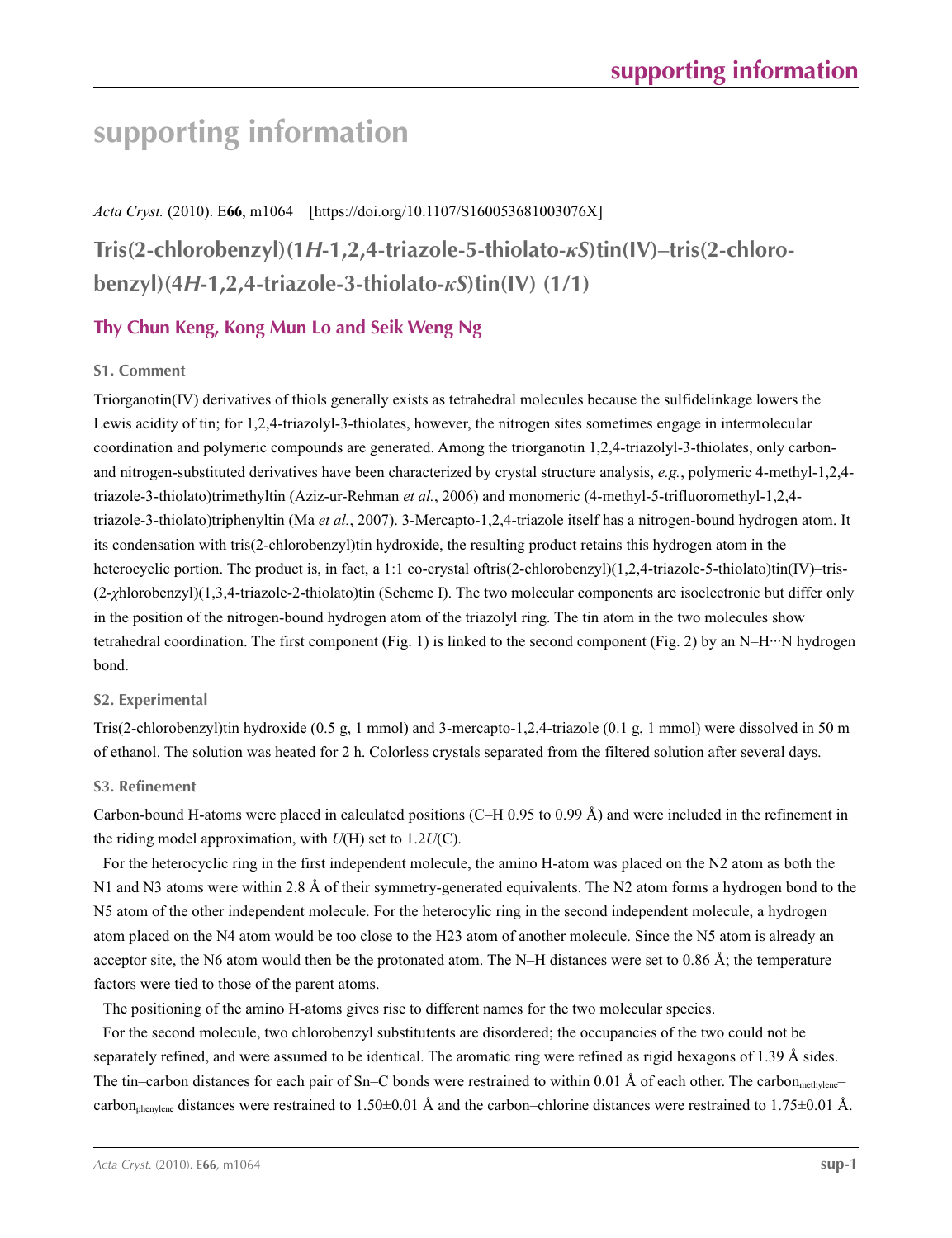# supporting information

*Acta Cryst.* (2010). E**66**, m1064 [https://doi.org/10.1107/S160053681003076X]

## Tris(2-chlorobenzyl)(1*H*-1,2,4-triazole-5-thiolato-*κS*)tin(IV)–tris(2-chlorobenzyl)(4*H*-1,2,4-triazole-3-thiolato-*κS*)tin(IV) (1/1)

### Thy Chun Keng, Kong Mun Lo and Seik Weng Ng

#### S1. Comment

Triorganotin(IV) derivatives of thiols generally exists as tetrahedral molecules because the sulfidelinkage lowers the Lewis acidity of tin; for 1,2,4-triazolyl-3-thiolates, however, the nitrogen sites sometimes engage in intermolecular coordination and polymeric compounds are generated. Among the triorganotin 1,2,4-triazolyl-3-thiolates, only carbon- and nitrogen-substituted derivatives have been characterized by crystal structure analysis, *e.g.*, polymeric 4-methyl-1,2,4-triazole-3-thiolato)trimethyltin (Aziz-ur-Rehman *et al.*, 2006) and monomeric (4-methyl-5-trifluoromethyl-1,2,4-triazole-3-thiolato)triphenyltin (Ma *et al.*, 2007). 3-Mercapto-1,2,4-triazole itself has a nitrogen-bound hydrogen atom. It its condensation with tris(2-chlorobenzyl)tin hydroxide, the resulting product retains this hydrogen atom in the heterocyclic portion. The product is, in fact, a 1:1 co-crystal oftris(2-chlorobenzyl)(1,2,4-triazole-5-thiolato)tin(IV)–tris-(2-χhlorobenzyl)(1,3,4-triazole-2-thiolato)tin (Scheme I). The two molecular components are isoelectronic but differ only in the position of the nitrogen-bound hydrogen atom of the triazolyl ring. The tin atom in the two molecules show tetrahedral coordination. The first component (Fig. 1) is linked to the second component (Fig. 2) by an N–H···N hydrogen bond.

#### S2. Experimental

Tris(2-chlorobenzyl)tin hydroxide (0.5 g, 1 mmol) and 3-mercapto-1,2,4-triazole (0.1 g, 1 mmol) were dissolved in 50 m of ethanol. The solution was heated for 2 h. Colorless crystals separated from the filtered solution after several days.

#### S3. Refinement

Carbon-bound H-atoms were placed in calculated positions (C–H 0.95 to 0.99 Å) and were included in the refinement in the riding model approximation, with $U$(H) set to 1.2$U$(C).

For the heterocyclic ring in the first independent molecule, the amino H-atom was placed on the N2 atom as both the N1 and N3 atoms were within 2.8 Å of their symmetry-generated equivalents. The N2 atom forms a hydrogen bond to the N5 atom of the other independent molecule. For the heterocylic ring in the second independent molecule, a hydrogen atom placed on the N4 atom would be too close to the H23 atom of another molecule. Since the N5 atom is already an acceptor site, the N6 atom would then be the protonated atom. The N–H distances were set to 0.86 Å; the temperature factors were tied to those of the parent atoms.

The positioning of the amino H-atoms gives rise to different names for the two molecular species.

For the second molecule, two chlorobenzyl substitutents are disordered; the occupancies of the two could not be separately refined, and were assumed to be identical. The aromatic ring were refined as rigid hexagons of 1.39 Å sides. The tin–carbon distances for each pair of Sn–C bonds were restrained to within 0.01 Å of each other. The $\text{carbon}_{\text{methylene}}$–$\text{carbon}_{\text{phenylene}}$ distances were restrained to 1.50±0.01 Å and the carbon–chlorine distances were restrained to 1.75±0.01 Å.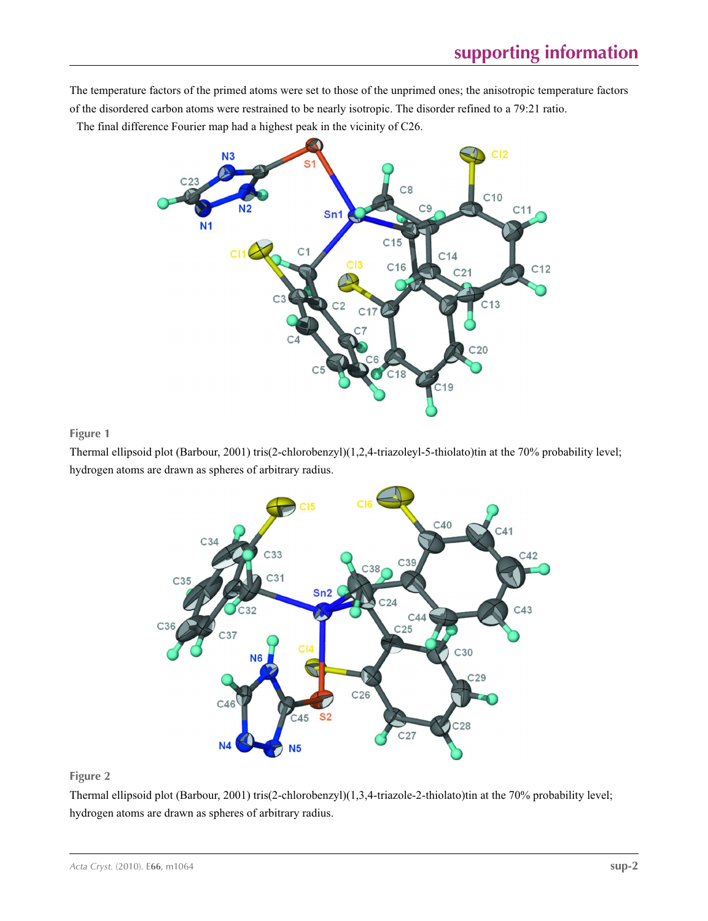The temperature factors of the primed atoms were set to those of the unprimed ones; the anisotropic temperature factors of the disordered carbon atoms were restrained to be nearly isotropic. The disorder refined to a 79:21 ratio.

The final difference Fourier map had a highest peak in the vicinity of C26.

**Figure 1**

Thermal ellipsoid plot (Barbour, 2001) tris(2-chlorobenzyl)(1,2,4-triazoleyl-5-thiolato)tin at the 70% probability level; hydrogen atoms are drawn as spheres of arbitrary radius.

**Figure 2**

Thermal ellipsoid plot (Barbour, 2001) tris(2-chlorobenzyl)(1,3,4-triazole-2-thiolato)tin at the 70% probability level; hydrogen atoms are drawn as spheres of arbitrary radius.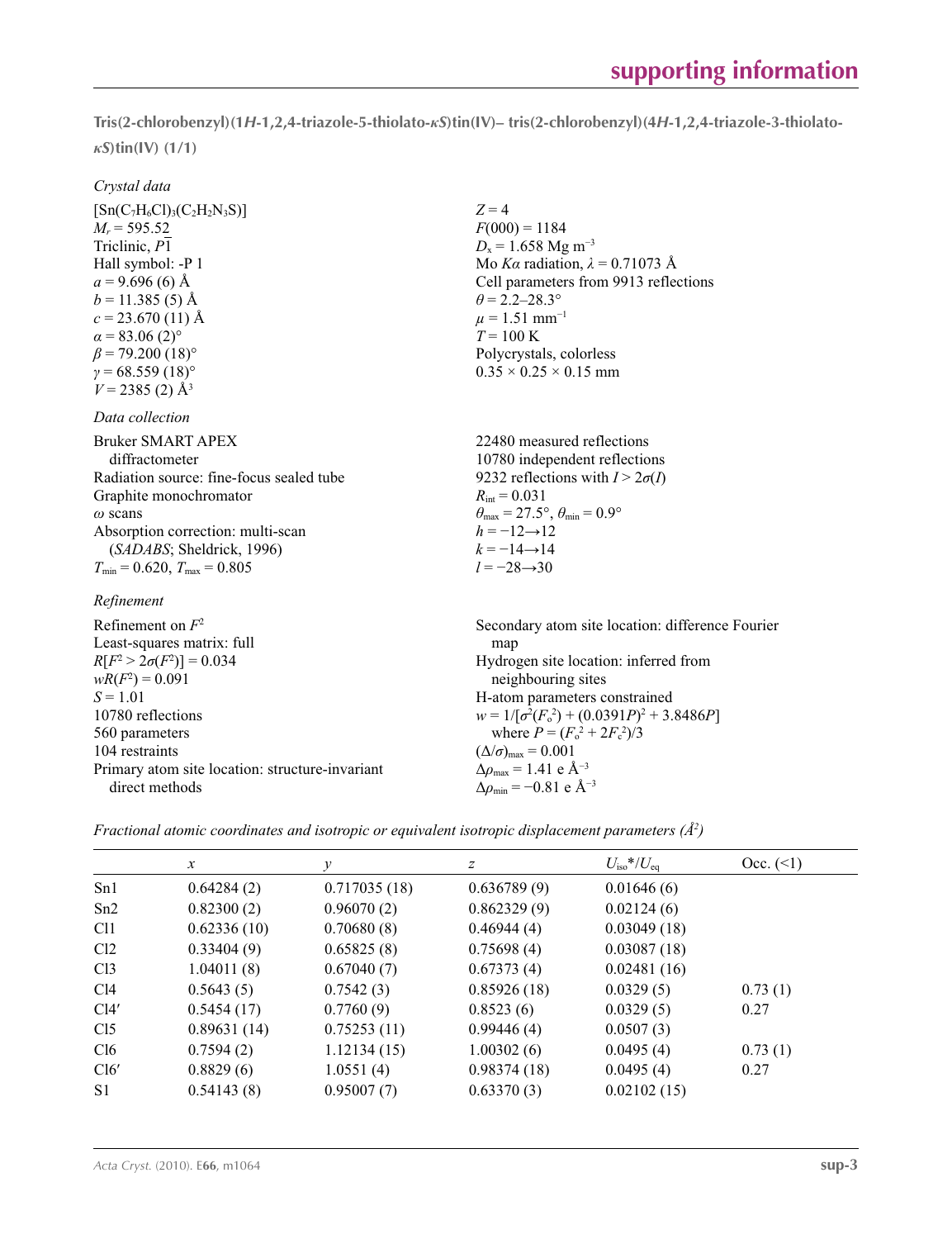**Tris(2-chlorobenzyl)(1*H*-1,2,4-triazole-5-thiolato-*κS*)tin(IV)– tris(2-chlorobenzyl)(4*H*-1,2,4-triazole-3-thiolato-*κS*)tin(IV) (1/1)**

### *Crystal data*

[$Sn(C_7H_6Cl)_3(C_2H_2N_3S)$]
$M_r = 595.52$
Triclinic, $P\overline{1}$
Hall symbol: -P 1
$a = 9.696$ (6) Å
$b = 11.385$ (5) Å
$c = 23.670$ (11) Å
$\alpha = 83.06$ (2)°
$\beta = 79.200$ (18)°
$\gamma = 68.559$ (18)°
$V = 2385$ (2) Å$^3$
$Z = 4$
$F(000) = 1184$
$D_x = 1.658$ Mg m$^{-3}$
Mo $K\alpha$ radiation, $\lambda = 0.71073$ Å
Cell parameters from 9913 reflections
$\theta = 2.2$–28.3°
$\mu = 1.51$ mm$^{-1}$
$T = 100$ K
Polycrystals, colorless
0.35 × 0.25 × 0.15 mm

### *Data collection*

Bruker SMART APEX diffractometer
Radiation source: fine-focus sealed tube
Graphite monochromator
$\omega$ scans
Absorption correction: multi-scan (*SADABS*; Sheldrick, 1996)
$T_{min} = 0.620$, $T_{max} = 0.805$
22480 measured reflections
10780 independent reflections
9232 reflections with $I > 2\sigma(I)$
$R_{int} = 0.031$
$\theta_{max} = 27.5°$, $\theta_{min} = 0.9°$
$h = -12 \rightarrow 12$
$k = -14 \rightarrow 14$
$l = -28 \rightarrow 30$

### *Refinement*

Refinement on $F^2$
Least-squares matrix: full
$R[F^2 > 2\sigma(F^2)] = 0.034$
$wR(F^2) = 0.091$
$S = 1.01$
10780 reflections
560 parameters
104 restraints
Primary atom site location: structure-invariant direct methods
Secondary atom site location: difference Fourier map
Hydrogen site location: inferred from neighbouring sites
H-atom parameters constrained
$w = 1/[\sigma^2(F_o^2) + (0.0391P)^2 + 3.8486P]$ where $P = (F_o^2 + 2F_c^2)/3$
$(\Delta/\sigma)_{max} = 0.001$
$\Delta\rho_{max} = 1.41$ e Å$^{-3}$
$\Delta\rho_{min} = -0.81$ e Å$^{-3}$

*Fractional atomic coordinates and isotropic or equivalent isotropic displacement parameters (Å$^2$)*

| | *x* | *y* | *z* | $U_{iso}$*/$U_{eq}$ | Occ. (<1) |
|---|---|---|---|---|---|
| Sn1 | 0.64284 (2) | 0.717035 (18) | 0.636789 (9) | 0.01646 (6) | |
| Sn2 | 0.82300 (2) | 0.96070 (2) | 0.862329 (9) | 0.02124 (6) | |
| Cl1 | 0.62336 (10) | 0.70680 (8) | 0.46944 (4) | 0.03049 (18) | |
| Cl2 | 0.33404 (9) | 0.65825 (8) | 0.75698 (4) | 0.03087 (18) | |
| Cl3 | 1.04011 (8) | 0.67040 (7) | 0.67373 (4) | 0.02481 (16) | |
| Cl4 | 0.5643 (5) | 0.7542 (3) | 0.85926 (18) | 0.0329 (5) | 0.73 (1) |
| Cl4′ | 0.5454 (17) | 0.7760 (9) | 0.8523 (6) | 0.0329 (5) | 0.27 |
| Cl5 | 0.89631 (14) | 0.75253 (11) | 0.99446 (4) | 0.0507 (3) | |
| Cl6 | 0.7594 (2) | 1.12134 (15) | 1.00302 (6) | 0.0495 (4) | 0.73 (1) |
| Cl6′ | 0.8829 (6) | 1.0551 (4) | 0.98374 (18) | 0.0495 (4) | 0.27 |
| S1 | 0.54143 (8) | 0.95007 (7) | 0.63370 (3) | 0.02102 (15) | |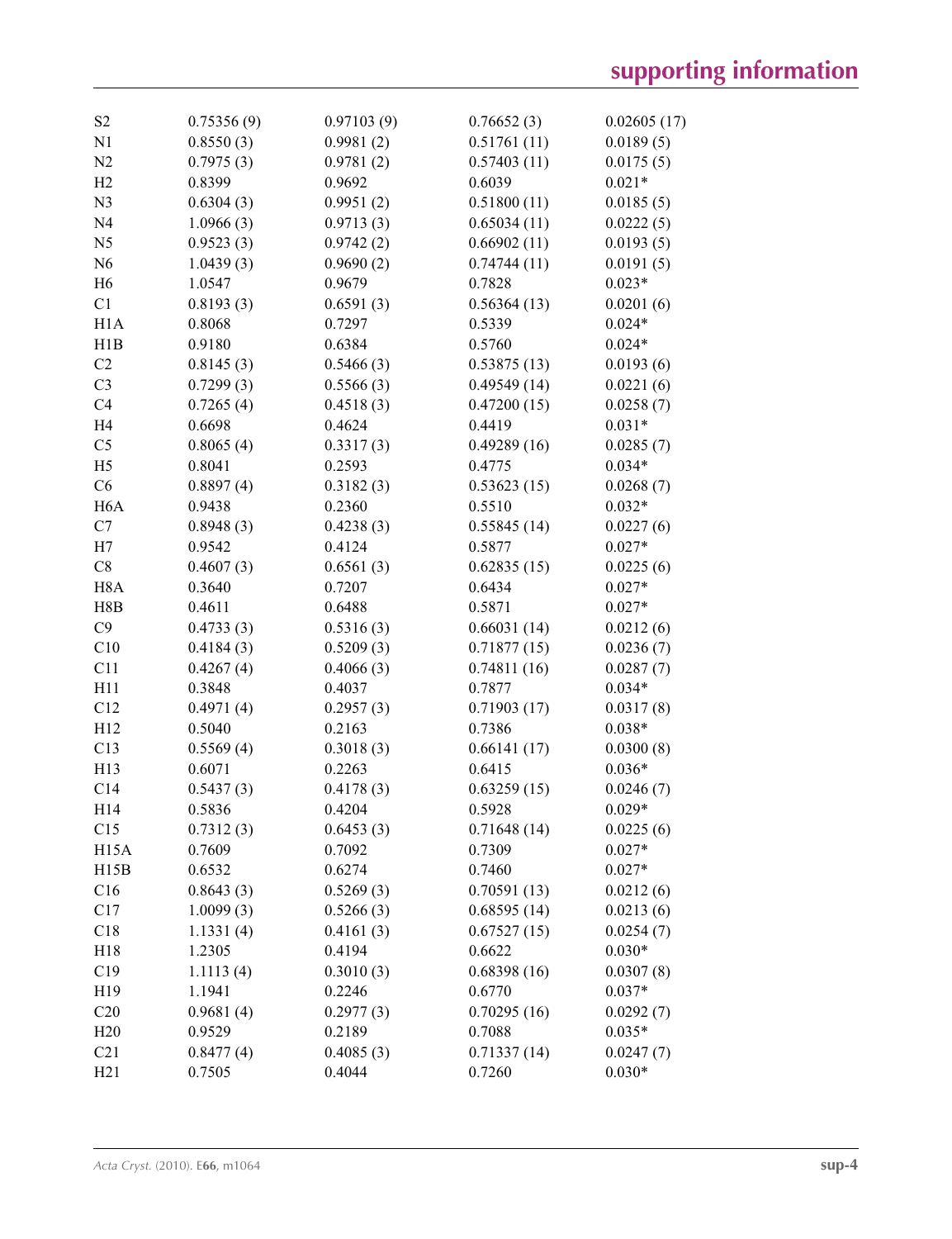| | | | | |
|---|---|---|---|---|
| S2 | 0.75356 (9) | 0.97103 (9) | 0.76652 (3) | 0.02605 (17) |
| N1 | 0.8550 (3) | 0.9981 (2) | 0.51761 (11) | 0.0189 (5) |
| N2 | 0.7975 (3) | 0.9781 (2) | 0.57403 (11) | 0.0175 (5) |
| H2 | 0.8399 | 0.9692 | 0.6039 | 0.021* |
| N3 | 0.6304 (3) | 0.9951 (2) | 0.51800 (11) | 0.0185 (5) |
| N4 | 1.0966 (3) | 0.9713 (3) | 0.65034 (11) | 0.0222 (5) |
| N5 | 0.9523 (3) | 0.9742 (2) | 0.66902 (11) | 0.0193 (5) |
| N6 | 1.0439 (3) | 0.9690 (2) | 0.74744 (11) | 0.0191 (5) |
| H6 | 1.0547 | 0.9679 | 0.7828 | 0.023* |
| C1 | 0.8193 (3) | 0.6591 (3) | 0.56364 (13) | 0.0201 (6) |
| H1A | 0.8068 | 0.7297 | 0.5339 | 0.024* |
| H1B | 0.9180 | 0.6384 | 0.5760 | 0.024* |
| C2 | 0.8145 (3) | 0.5466 (3) | 0.53875 (13) | 0.0193 (6) |
| C3 | 0.7299 (3) | 0.5566 (3) | 0.49549 (14) | 0.0221 (6) |
| C4 | 0.7265 (4) | 0.4518 (3) | 0.47200 (15) | 0.0258 (7) |
| H4 | 0.6698 | 0.4624 | 0.4419 | 0.031* |
| C5 | 0.8065 (4) | 0.3317 (3) | 0.49289 (16) | 0.0285 (7) |
| H5 | 0.8041 | 0.2593 | 0.4775 | 0.034* |
| C6 | 0.8897 (4) | 0.3182 (3) | 0.53623 (15) | 0.0268 (7) |
| H6A | 0.9438 | 0.2360 | 0.5510 | 0.032* |
| C7 | 0.8948 (3) | 0.4238 (3) | 0.55845 (14) | 0.0227 (6) |
| H7 | 0.9542 | 0.4124 | 0.5877 | 0.027* |
| C8 | 0.4607 (3) | 0.6561 (3) | 0.62835 (15) | 0.0225 (6) |
| H8A | 0.3640 | 0.7207 | 0.6434 | 0.027* |
| H8B | 0.4611 | 0.6488 | 0.5871 | 0.027* |
| C9 | 0.4733 (3) | 0.5316 (3) | 0.66031 (14) | 0.0212 (6) |
| C10 | 0.4184 (3) | 0.5209 (3) | 0.71877 (15) | 0.0236 (7) |
| C11 | 0.4267 (4) | 0.4066 (3) | 0.74811 (16) | 0.0287 (7) |
| H11 | 0.3848 | 0.4037 | 0.7877 | 0.034* |
| C12 | 0.4971 (4) | 0.2957 (3) | 0.71903 (17) | 0.0317 (8) |
| H12 | 0.5040 | 0.2163 | 0.7386 | 0.038* |
| C13 | 0.5569 (4) | 0.3018 (3) | 0.66141 (17) | 0.0300 (8) |
| H13 | 0.6071 | 0.2263 | 0.6415 | 0.036* |
| C14 | 0.5437 (3) | 0.4178 (3) | 0.63259 (15) | 0.0246 (7) |
| H14 | 0.5836 | 0.4204 | 0.5928 | 0.029* |
| C15 | 0.7312 (3) | 0.6453 (3) | 0.71648 (14) | 0.0225 (6) |
| H15A | 0.7609 | 0.7092 | 0.7309 | 0.027* |
| H15B | 0.6532 | 0.6274 | 0.7460 | 0.027* |
| C16 | 0.8643 (3) | 0.5269 (3) | 0.70591 (13) | 0.0212 (6) |
| C17 | 1.0099 (3) | 0.5266 (3) | 0.68595 (14) | 0.0213 (6) |
| C18 | 1.1331 (4) | 0.4161 (3) | 0.67527 (15) | 0.0254 (7) |
| H18 | 1.2305 | 0.4194 | 0.6622 | 0.030* |
| C19 | 1.1113 (4) | 0.3010 (3) | 0.68398 (16) | 0.0307 (8) |
| H19 | 1.1941 | 0.2246 | 0.6770 | 0.037* |
| C20 | 0.9681 (4) | 0.2977 (3) | 0.70295 (16) | 0.0292 (7) |
| H20 | 0.9529 | 0.2189 | 0.7088 | 0.035* |
| C21 | 0.8477 (4) | 0.4085 (3) | 0.71337 (14) | 0.0247 (7) |
| H21 | 0.7505 | 0.4044 | 0.7260 | 0.030* |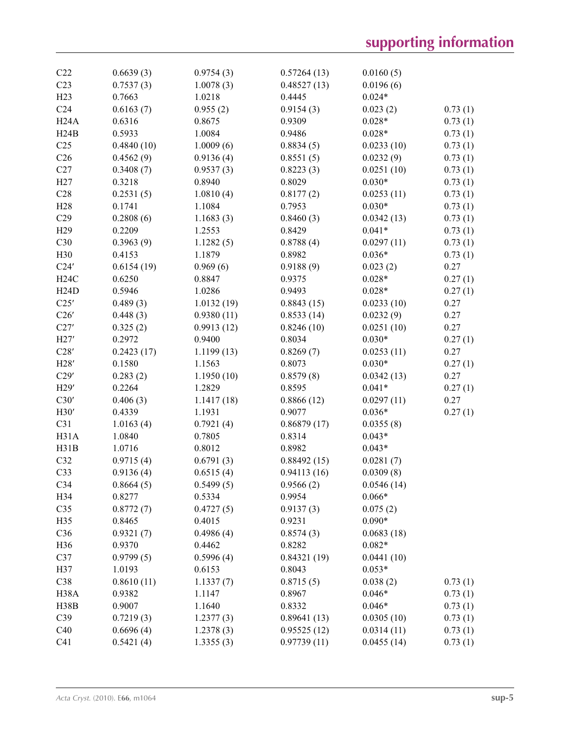| | | | | | |
|---|---|---|---|---|---|
| C22 | 0.6639 (3) | 0.9754 (3) | 0.57264 (13) | 0.0160 (5) | |
| C23 | 0.7537 (3) | 1.0078 (3) | 0.48527 (13) | 0.0196 (6) | |
| H23 | 0.7663 | 1.0218 | 0.4445 | 0.024* | |
| C24 | 0.6163 (7) | 0.955 (2) | 0.9154 (3) | 0.023 (2) | 0.73 (1) |
| H24A | 0.6316 | 0.8675 | 0.9309 | 0.028* | 0.73 (1) |
| H24B | 0.5933 | 1.0084 | 0.9486 | 0.028* | 0.73 (1) |
| C25 | 0.4840 (10) | 1.0009 (6) | 0.8834 (5) | 0.0233 (10) | 0.73 (1) |
| C26 | 0.4562 (9) | 0.9136 (4) | 0.8551 (5) | 0.0232 (9) | 0.73 (1) |
| C27 | 0.3408 (7) | 0.9537 (3) | 0.8223 (3) | 0.0251 (10) | 0.73 (1) |
| H27 | 0.3218 | 0.8940 | 0.8029 | 0.030* | 0.73 (1) |
| C28 | 0.2531 (5) | 1.0810 (4) | 0.8177 (2) | 0.0253 (11) | 0.73 (1) |
| H28 | 0.1741 | 1.1084 | 0.7953 | 0.030* | 0.73 (1) |
| C29 | 0.2808 (6) | 1.1683 (3) | 0.8460 (3) | 0.0342 (13) | 0.73 (1) |
| H29 | 0.2209 | 1.2553 | 0.8429 | 0.041* | 0.73 (1) |
| C30 | 0.3963 (9) | 1.1282 (5) | 0.8788 (4) | 0.0297 (11) | 0.73 (1) |
| H30 | 0.4153 | 1.1879 | 0.8982 | 0.036* | 0.73 (1) |
| C24′ | 0.6154 (19) | 0.969 (6) | 0.9188 (9) | 0.023 (2) | 0.27 |
| H24C | 0.6250 | 0.8847 | 0.9375 | 0.028* | 0.27 (1) |
| H24D | 0.5946 | 1.0286 | 0.9493 | 0.028* | 0.27 (1) |
| C25′ | 0.489 (3) | 1.0132 (19) | 0.8843 (15) | 0.0233 (10) | 0.27 |
| C26′ | 0.448 (3) | 0.9380 (11) | 0.8533 (14) | 0.0232 (9) | 0.27 |
| C27′ | 0.325 (2) | 0.9913 (12) | 0.8246 (10) | 0.0251 (10) | 0.27 |
| H27′ | 0.2972 | 0.9400 | 0.8034 | 0.030* | 0.27 (1) |
| C28′ | 0.2423 (17) | 1.1199 (13) | 0.8269 (7) | 0.0253 (11) | 0.27 |
| H28′ | 0.1580 | 1.1563 | 0.8073 | 0.030* | 0.27 (1) |
| C29′ | 0.283 (2) | 1.1950 (10) | 0.8579 (8) | 0.0342 (13) | 0.27 |
| H29′ | 0.2264 | 1.2829 | 0.8595 | 0.041* | 0.27 (1) |
| C30′ | 0.406 (3) | 1.1417 (18) | 0.8866 (12) | 0.0297 (11) | 0.27 |
| H30′ | 0.4339 | 1.1931 | 0.9077 | 0.036* | 0.27 (1) |
| C31 | 1.0163 (4) | 0.7921 (4) | 0.86879 (17) | 0.0355 (8) | |
| H31A | 1.0840 | 0.7805 | 0.8314 | 0.043* | |
| H31B | 1.0716 | 0.8012 | 0.8982 | 0.043* | |
| C32 | 0.9715 (4) | 0.6791 (3) | 0.88492 (15) | 0.0281 (7) | |
| C33 | 0.9136 (4) | 0.6515 (4) | 0.94113 (16) | 0.0309 (8) | |
| C34 | 0.8664 (5) | 0.5499 (5) | 0.9566 (2) | 0.0546 (14) | |
| H34 | 0.8277 | 0.5334 | 0.9954 | 0.066* | |
| C35 | 0.8772 (7) | 0.4727 (5) | 0.9137 (3) | 0.075 (2) | |
| H35 | 0.8465 | 0.4015 | 0.9231 | 0.090* | |
| C36 | 0.9321 (7) | 0.4986 (4) | 0.8574 (3) | 0.0683 (18) | |
| H36 | 0.9370 | 0.4462 | 0.8282 | 0.082* | |
| C37 | 0.9799 (5) | 0.5996 (4) | 0.84321 (19) | 0.0441 (10) | |
| H37 | 1.0193 | 0.6153 | 0.8043 | 0.053* | |
| C38 | 0.8610 (11) | 1.1337 (7) | 0.8715 (5) | 0.038 (2) | 0.73 (1) |
| H38A | 0.9382 | 1.1147 | 0.8967 | 0.046* | 0.73 (1) |
| H38B | 0.9007 | 1.1640 | 0.8332 | 0.046* | 0.73 (1) |
| C39 | 0.7219 (3) | 1.2377 (3) | 0.89641 (13) | 0.0305 (10) | 0.73 (1) |
| C40 | 0.6696 (4) | 1.2378 (3) | 0.95525 (12) | 0.0314 (11) | 0.73 (1) |
| C41 | 0.5421 (4) | 1.3355 (3) | 0.97739 (11) | 0.0455 (14) | 0.73 (1) |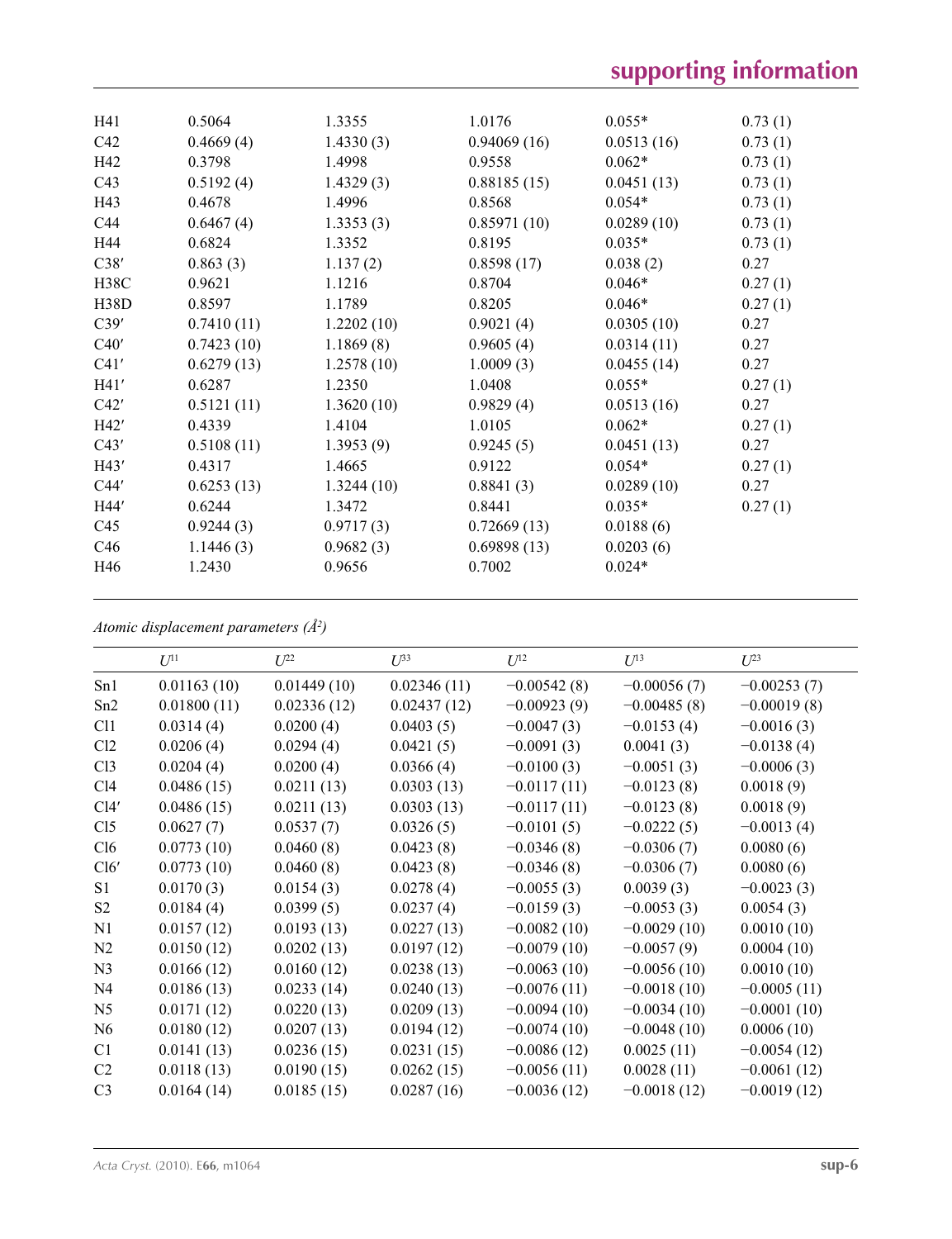| | | | | | |
|---|---|---|---|---|---|
| H41 | 0.5064 | 1.3355 | 1.0176 | 0.055* | 0.73 (1) |
| C42 | 0.4669 (4) | 1.4330 (3) | 0.94069 (16) | 0.0513 (16) | 0.73 (1) |
| H42 | 0.3798 | 1.4998 | 0.9558 | 0.062* | 0.73 (1) |
| C43 | 0.5192 (4) | 1.4329 (3) | 0.88185 (15) | 0.0451 (13) | 0.73 (1) |
| H43 | 0.4678 | 1.4996 | 0.8568 | 0.054* | 0.73 (1) |
| C44 | 0.6467 (4) | 1.3353 (3) | 0.85971 (10) | 0.0289 (10) | 0.73 (1) |
| H44 | 0.6824 | 1.3352 | 0.8195 | 0.035* | 0.73 (1) |
| C38′ | 0.863 (3) | 1.137 (2) | 0.8598 (17) | 0.038 (2) | 0.27 |
| H38C | 0.9621 | 1.1216 | 0.8704 | 0.046* | 0.27 (1) |
| H38D | 0.8597 | 1.1789 | 0.8205 | 0.046* | 0.27 (1) |
| C39′ | 0.7410 (11) | 1.2202 (10) | 0.9021 (4) | 0.0305 (10) | 0.27 |
| C40′ | 0.7423 (10) | 1.1869 (8) | 0.9605 (4) | 0.0314 (11) | 0.27 |
| C41′ | 0.6279 (13) | 1.2578 (10) | 1.0009 (3) | 0.0455 (14) | 0.27 |
| H41′ | 0.6287 | 1.2350 | 1.0408 | 0.055* | 0.27 (1) |
| C42′ | 0.5121 (11) | 1.3620 (10) | 0.9829 (4) | 0.0513 (16) | 0.27 |
| H42′ | 0.4339 | 1.4104 | 1.0105 | 0.062* | 0.27 (1) |
| C43′ | 0.5108 (11) | 1.3953 (9) | 0.9245 (5) | 0.0451 (13) | 0.27 |
| H43′ | 0.4317 | 1.4665 | 0.9122 | 0.054* | 0.27 (1) |
| C44′ | 0.6253 (13) | 1.3244 (10) | 0.8841 (3) | 0.0289 (10) | 0.27 |
| H44′ | 0.6244 | 1.3472 | 0.8441 | 0.035* | 0.27 (1) |
| C45 | 0.9244 (3) | 0.9717 (3) | 0.72669 (13) | 0.0188 (6) | |
| C46 | 1.1446 (3) | 0.9682 (3) | 0.69898 (13) | 0.0203 (6) | |
| H46 | 1.2430 | 0.9656 | 0.7002 | 0.024* | |

*Atomic displacement parameters (Å²)*

| | $U^{11}$ | $U^{22}$ | $U^{33}$ | $U^{12}$ | $U^{13}$ | $U^{23}$ |
|---|---|---|---|---|---|---|
| Sn1 | 0.01163 (10) | 0.01449 (10) | 0.02346 (11) | −0.00542 (8) | −0.00056 (7) | −0.00253 (7) |
| Sn2 | 0.01800 (11) | 0.02336 (12) | 0.02437 (12) | −0.00923 (9) | −0.00485 (8) | −0.00019 (8) |
| Cl1 | 0.0314 (4) | 0.0200 (4) | 0.0403 (5) | −0.0047 (3) | −0.0153 (4) | −0.0016 (3) |
| Cl2 | 0.0206 (4) | 0.0294 (4) | 0.0421 (5) | −0.0091 (3) | 0.0041 (3) | −0.0138 (4) |
| Cl3 | 0.0204 (4) | 0.0200 (4) | 0.0366 (4) | −0.0100 (3) | −0.0051 (3) | −0.0006 (3) |
| Cl4 | 0.0486 (15) | 0.0211 (13) | 0.0303 (13) | −0.0117 (11) | −0.0123 (8) | 0.0018 (9) |
| Cl4′ | 0.0486 (15) | 0.0211 (13) | 0.0303 (13) | −0.0117 (11) | −0.0123 (8) | 0.0018 (9) |
| Cl5 | 0.0627 (7) | 0.0537 (7) | 0.0326 (5) | −0.0101 (5) | −0.0222 (5) | −0.0013 (4) |
| Cl6 | 0.0773 (10) | 0.0460 (8) | 0.0423 (8) | −0.0346 (8) | −0.0306 (7) | 0.0080 (6) |
| Cl6′ | 0.0773 (10) | 0.0460 (8) | 0.0423 (8) | −0.0346 (8) | −0.0306 (7) | 0.0080 (6) |
| S1 | 0.0170 (3) | 0.0154 (3) | 0.0278 (4) | −0.0055 (3) | 0.0039 (3) | −0.0023 (3) |
| S2 | 0.0184 (4) | 0.0399 (5) | 0.0237 (4) | −0.0159 (3) | −0.0053 (3) | 0.0054 (3) |
| N1 | 0.0157 (12) | 0.0193 (13) | 0.0227 (13) | −0.0082 (10) | −0.0029 (10) | 0.0010 (10) |
| N2 | 0.0150 (12) | 0.0202 (13) | 0.0197 (12) | −0.0079 (10) | −0.0057 (9) | 0.0004 (10) |
| N3 | 0.0166 (12) | 0.0160 (12) | 0.0238 (13) | −0.0063 (10) | −0.0056 (10) | 0.0010 (10) |
| N4 | 0.0186 (13) | 0.0233 (14) | 0.0240 (13) | −0.0076 (11) | −0.0018 (10) | −0.0005 (11) |
| N5 | 0.0171 (12) | 0.0220 (13) | 0.0209 (13) | −0.0094 (10) | −0.0034 (10) | −0.0001 (10) |
| N6 | 0.0180 (12) | 0.0207 (13) | 0.0194 (12) | −0.0074 (10) | −0.0048 (10) | 0.0006 (10) |
| C1 | 0.0141 (13) | 0.0236 (15) | 0.0231 (15) | −0.0086 (12) | 0.0025 (11) | −0.0054 (12) |
| C2 | 0.0118 (13) | 0.0190 (15) | 0.0262 (15) | −0.0056 (11) | 0.0028 (11) | −0.0061 (12) |
| C3 | 0.0164 (14) | 0.0185 (15) | 0.0287 (16) | −0.0036 (12) | −0.0018 (12) | −0.0019 (12) |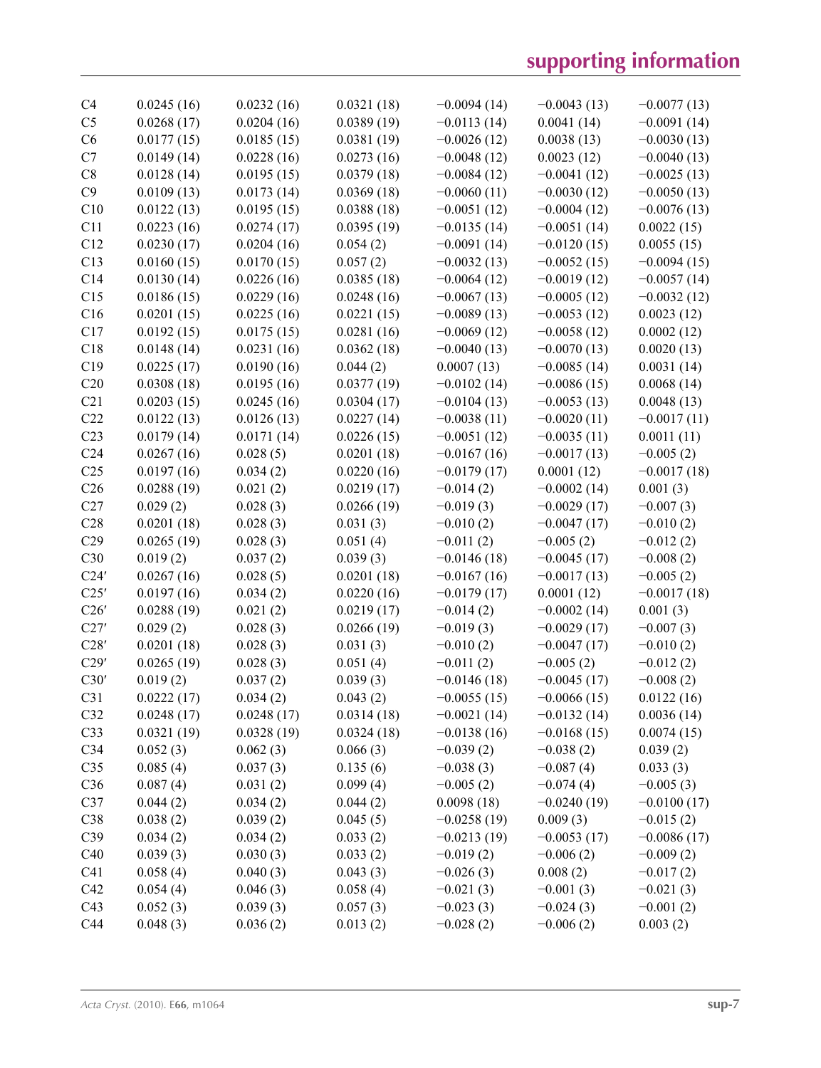| | | | | | | |
|---|---|---|---|---|---|---|
| C4 | 0.0245 (16) | 0.0232 (16) | 0.0321 (18) | −0.0094 (14) | −0.0043 (13) | −0.0077 (13) |
| C5 | 0.0268 (17) | 0.0204 (16) | 0.0389 (19) | −0.0113 (14) | 0.0041 (14) | −0.0091 (14) |
| C6 | 0.0177 (15) | 0.0185 (15) | 0.0381 (19) | −0.0026 (12) | 0.0038 (13) | −0.0030 (13) |
| C7 | 0.0149 (14) | 0.0228 (16) | 0.0273 (16) | −0.0048 (12) | 0.0023 (12) | −0.0040 (13) |
| C8 | 0.0128 (14) | 0.0195 (15) | 0.0379 (18) | −0.0084 (12) | −0.0041 (12) | −0.0025 (13) |
| C9 | 0.0109 (13) | 0.0173 (14) | 0.0369 (18) | −0.0060 (11) | −0.0030 (12) | −0.0050 (13) |
| C10 | 0.0122 (13) | 0.0195 (15) | 0.0388 (18) | −0.0051 (12) | −0.0004 (12) | −0.0076 (13) |
| C11 | 0.0223 (16) | 0.0274 (17) | 0.0395 (19) | −0.0135 (14) | −0.0051 (14) | 0.0022 (15) |
| C12 | 0.0230 (17) | 0.0204 (16) | 0.054 (2) | −0.0091 (14) | −0.0120 (15) | 0.0055 (15) |
| C13 | 0.0160 (15) | 0.0170 (15) | 0.057 (2) | −0.0032 (13) | −0.0052 (15) | −0.0094 (15) |
| C14 | 0.0130 (14) | 0.0226 (16) | 0.0385 (18) | −0.0064 (12) | −0.0019 (12) | −0.0057 (14) |
| C15 | 0.0186 (15) | 0.0229 (16) | 0.0248 (16) | −0.0067 (13) | −0.0005 (12) | −0.0032 (12) |
| C16 | 0.0201 (15) | 0.0225 (16) | 0.0221 (15) | −0.0089 (13) | −0.0053 (12) | 0.0023 (12) |
| C17 | 0.0192 (15) | 0.0175 (15) | 0.0281 (16) | −0.0069 (12) | −0.0058 (12) | 0.0002 (12) |
| C18 | 0.0148 (14) | 0.0231 (16) | 0.0362 (18) | −0.0040 (13) | −0.0070 (13) | 0.0020 (13) |
| C19 | 0.0225 (17) | 0.0190 (16) | 0.044 (2) | 0.0007 (13) | −0.0085 (14) | 0.0031 (14) |
| C20 | 0.0308 (18) | 0.0195 (16) | 0.0377 (19) | −0.0102 (14) | −0.0086 (15) | 0.0068 (14) |
| C21 | 0.0203 (15) | 0.0245 (16) | 0.0304 (17) | −0.0104 (13) | −0.0053 (13) | 0.0048 (13) |
| C22 | 0.0122 (13) | 0.0126 (13) | 0.0227 (14) | −0.0038 (11) | −0.0020 (11) | −0.0017 (11) |
| C23 | 0.0179 (14) | 0.0171 (14) | 0.0226 (15) | −0.0051 (12) | −0.0035 (11) | 0.0011 (11) |
| C24 | 0.0267 (16) | 0.028 (5) | 0.0201 (18) | −0.0167 (16) | −0.0017 (13) | −0.005 (2) |
| C25 | 0.0197 (16) | 0.034 (2) | 0.0220 (16) | −0.0179 (17) | 0.0001 (12) | −0.0017 (18) |
| C26 | 0.0288 (19) | 0.021 (2) | 0.0219 (17) | −0.014 (2) | −0.0002 (14) | 0.001 (3) |
| C27 | 0.029 (2) | 0.028 (3) | 0.0266 (19) | −0.019 (3) | −0.0029 (17) | −0.007 (3) |
| C28 | 0.0201 (18) | 0.028 (3) | 0.031 (3) | −0.010 (2) | −0.0047 (17) | −0.010 (2) |
| C29 | 0.0265 (19) | 0.028 (3) | 0.051 (4) | −0.011 (2) | −0.005 (2) | −0.012 (2) |
| C30 | 0.019 (2) | 0.037 (2) | 0.039 (3) | −0.0146 (18) | −0.0045 (17) | −0.008 (2) |
| C24′ | 0.0267 (16) | 0.028 (5) | 0.0201 (18) | −0.0167 (16) | −0.0017 (13) | −0.005 (2) |
| C25′ | 0.0197 (16) | 0.034 (2) | 0.0220 (16) | −0.0179 (17) | 0.0001 (12) | −0.0017 (18) |
| C26′ | 0.0288 (19) | 0.021 (2) | 0.0219 (17) | −0.014 (2) | −0.0002 (14) | 0.001 (3) |
| C27′ | 0.029 (2) | 0.028 (3) | 0.0266 (19) | −0.019 (3) | −0.0029 (17) | −0.007 (3) |
| C28′ | 0.0201 (18) | 0.028 (3) | 0.031 (3) | −0.010 (2) | −0.0047 (17) | −0.010 (2) |
| C29′ | 0.0265 (19) | 0.028 (3) | 0.051 (4) | −0.011 (2) | −0.005 (2) | −0.012 (2) |
| C30′ | 0.019 (2) | 0.037 (2) | 0.039 (3) | −0.0146 (18) | −0.0045 (17) | −0.008 (2) |
| C31 | 0.0222 (17) | 0.034 (2) | 0.043 (2) | −0.0055 (15) | −0.0066 (15) | 0.0122 (16) |
| C32 | 0.0248 (17) | 0.0248 (17) | 0.0314 (18) | −0.0021 (14) | −0.0132 (14) | 0.0036 (14) |
| C33 | 0.0321 (19) | 0.0328 (19) | 0.0324 (18) | −0.0138 (16) | −0.0168 (15) | 0.0074 (15) |
| C34 | 0.052 (3) | 0.062 (3) | 0.066 (3) | −0.039 (2) | −0.038 (2) | 0.039 (2) |
| C35 | 0.085 (4) | 0.037 (3) | 0.135 (6) | −0.038 (3) | −0.087 (4) | 0.033 (3) |
| C36 | 0.087 (4) | 0.031 (2) | 0.099 (4) | −0.005 (2) | −0.074 (4) | −0.005 (3) |
| C37 | 0.044 (2) | 0.034 (2) | 0.044 (2) | 0.0098 (18) | −0.0240 (19) | −0.0100 (17) |
| C38 | 0.038 (2) | 0.039 (2) | 0.045 (5) | −0.0258 (19) | 0.009 (3) | −0.015 (2) |
| C39 | 0.034 (2) | 0.034 (2) | 0.033 (2) | −0.0213 (19) | −0.0053 (17) | −0.0086 (17) |
| C40 | 0.039 (3) | 0.030 (3) | 0.033 (2) | −0.019 (2) | −0.006 (2) | −0.009 (2) |
| C41 | 0.058 (4) | 0.040 (3) | 0.043 (3) | −0.026 (3) | 0.008 (2) | −0.017 (2) |
| C42 | 0.054 (4) | 0.046 (3) | 0.058 (4) | −0.021 (3) | −0.001 (3) | −0.021 (3) |
| C43 | 0.052 (3) | 0.039 (3) | 0.057 (3) | −0.023 (3) | −0.024 (3) | −0.001 (2) |
| C44 | 0.048 (3) | 0.036 (2) | 0.013 (2) | −0.028 (2) | −0.006 (2) | 0.003 (2) |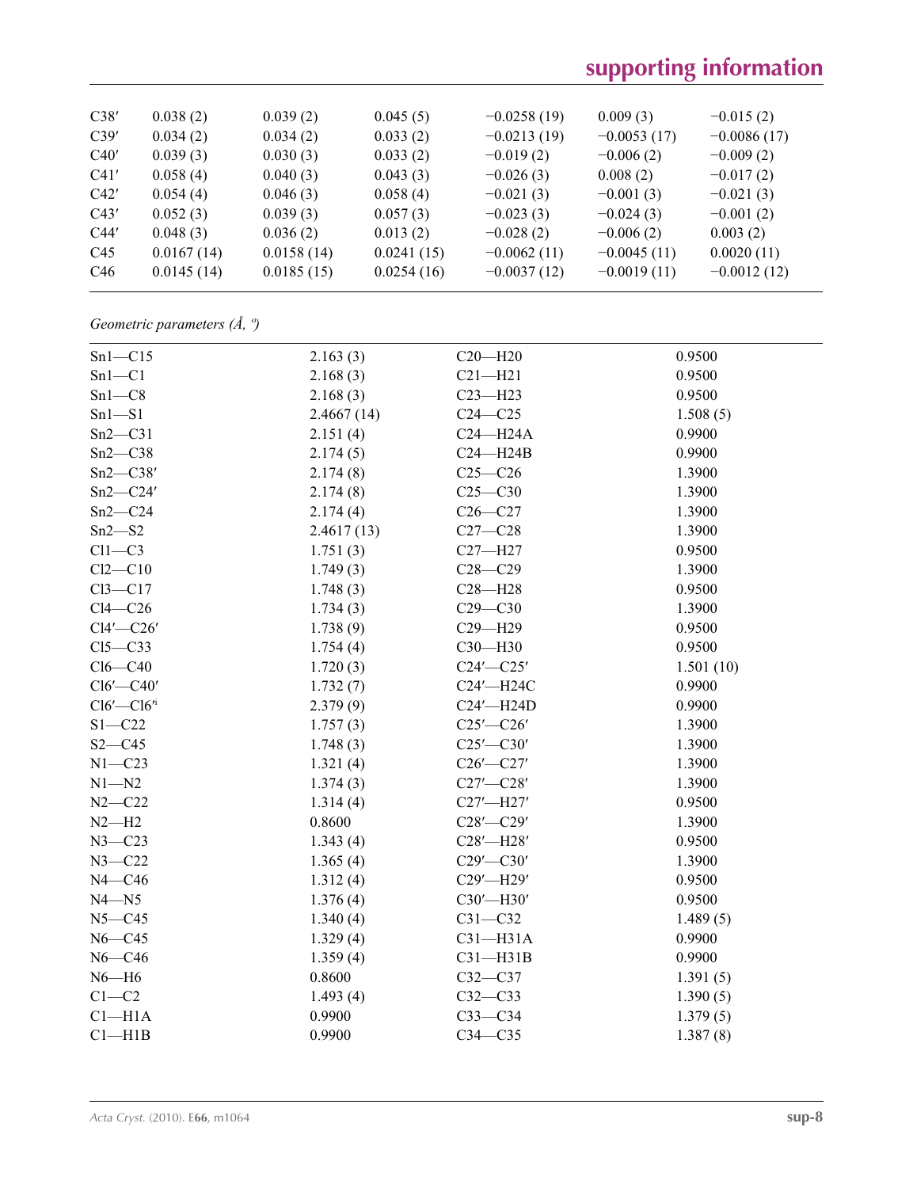| C38′ | 0.038 (2) | 0.039 (2) | 0.045 (5) | −0.0258 (19) | 0.009 (3) | −0.015 (2) |
|---|---|---|---|---|---|---|
| C39′ | 0.034 (2) | 0.034 (2) | 0.033 (2) | −0.0213 (19) | −0.0053 (17) | −0.0086 (17) |
| C40′ | 0.039 (3) | 0.030 (3) | 0.033 (2) | −0.019 (2) | −0.006 (2) | −0.009 (2) |
| C41′ | 0.058 (4) | 0.040 (3) | 0.043 (3) | −0.026 (3) | 0.008 (2) | −0.017 (2) |
| C42′ | 0.054 (4) | 0.046 (3) | 0.058 (4) | −0.021 (3) | −0.001 (3) | −0.021 (3) |
| C43′ | 0.052 (3) | 0.039 (3) | 0.057 (3) | −0.023 (3) | −0.024 (3) | −0.001 (2) |
| C44′ | 0.048 (3) | 0.036 (2) | 0.013 (2) | −0.028 (2) | −0.006 (2) | 0.003 (2) |
| C45 | 0.0167 (14) | 0.0158 (14) | 0.0241 (15) | −0.0062 (11) | −0.0045 (11) | 0.0020 (11) |
| C46 | 0.0145 (14) | 0.0185 (15) | 0.0254 (16) | −0.0037 (12) | −0.0019 (11) | −0.0012 (12) |

*Geometric parameters (Å, º)*

| | | | |
|---|---|---|---|
| Sn1—C15 | 2.163 (3) | C20—H20 | 0.9500 |
| Sn1—C1 | 2.168 (3) | C21—H21 | 0.9500 |
| Sn1—C8 | 2.168 (3) | C23—H23 | 0.9500 |
| Sn1—S1 | 2.4667 (14) | C24—C25 | 1.508 (5) |
| Sn2—C31 | 2.151 (4) | C24—H24A | 0.9900 |
| Sn2—C38 | 2.174 (5) | C24—H24B | 0.9900 |
| Sn2—C38′ | 2.174 (8) | C25—C26 | 1.3900 |
| Sn2—C24′ | 2.174 (8) | C25—C30 | 1.3900 |
| Sn2—C24 | 2.174 (4) | C26—C27 | 1.3900 |
| Sn2—S2 | 2.4617 (13) | C27—C28 | 1.3900 |
| Cl1—C3 | 1.751 (3) | C27—H27 | 0.9500 |
| Cl2—C10 | 1.749 (3) | C28—C29 | 1.3900 |
| Cl3—C17 | 1.748 (3) | C28—H28 | 0.9500 |
| Cl4—C26 | 1.734 (3) | C29—C30 | 1.3900 |
| Cl4′—C26′ | 1.738 (9) | C29—H29 | 0.9500 |
| Cl5—C33 | 1.754 (4) | C30—H30 | 0.9500 |
| Cl6—C40 | 1.720 (3) | C24′—C25′ | 1.501 (10) |
| Cl6′—C40′ | 1.732 (7) | C24′—H24C | 0.9900 |
| Cl6′—Cl6′[i] | 2.379 (9) | C24′—H24D | 0.9900 |
| S1—C22 | 1.757 (3) | C25′—C26′ | 1.3900 |
| S2—C45 | 1.748 (3) | C25′—C30′ | 1.3900 |
| N1—C23 | 1.321 (4) | C26′—C27′ | 1.3900 |
| N1—N2 | 1.374 (3) | C27′—C28′ | 1.3900 |
| N2—C22 | 1.314 (4) | C27′—H27′ | 0.9500 |
| N2—H2 | 0.8600 | C28′—C29′ | 1.3900 |
| N3—C23 | 1.343 (4) | C28′—H28′ | 0.9500 |
| N3—C22 | 1.365 (4) | C29′—C30′ | 1.3900 |
| N4—C46 | 1.312 (4) | C29′—H29′ | 0.9500 |
| N4—N5 | 1.376 (4) | C30′—H30′ | 0.9500 |
| N5—C45 | 1.340 (4) | C31—C32 | 1.489 (5) |
| N6—C45 | 1.329 (4) | C31—H31A | 0.9900 |
| N6—C46 | 1.359 (4) | C31—H31B | 0.9900 |
| N6—H6 | 0.8600 | C32—C37 | 1.391 (5) |
| C1—C2 | 1.493 (4) | C32—C33 | 1.390 (5) |
| C1—H1A | 0.9900 | C33—C34 | 1.379 (5) |
| C1—H1B | 0.9900 | C34—C35 | 1.387 (8) |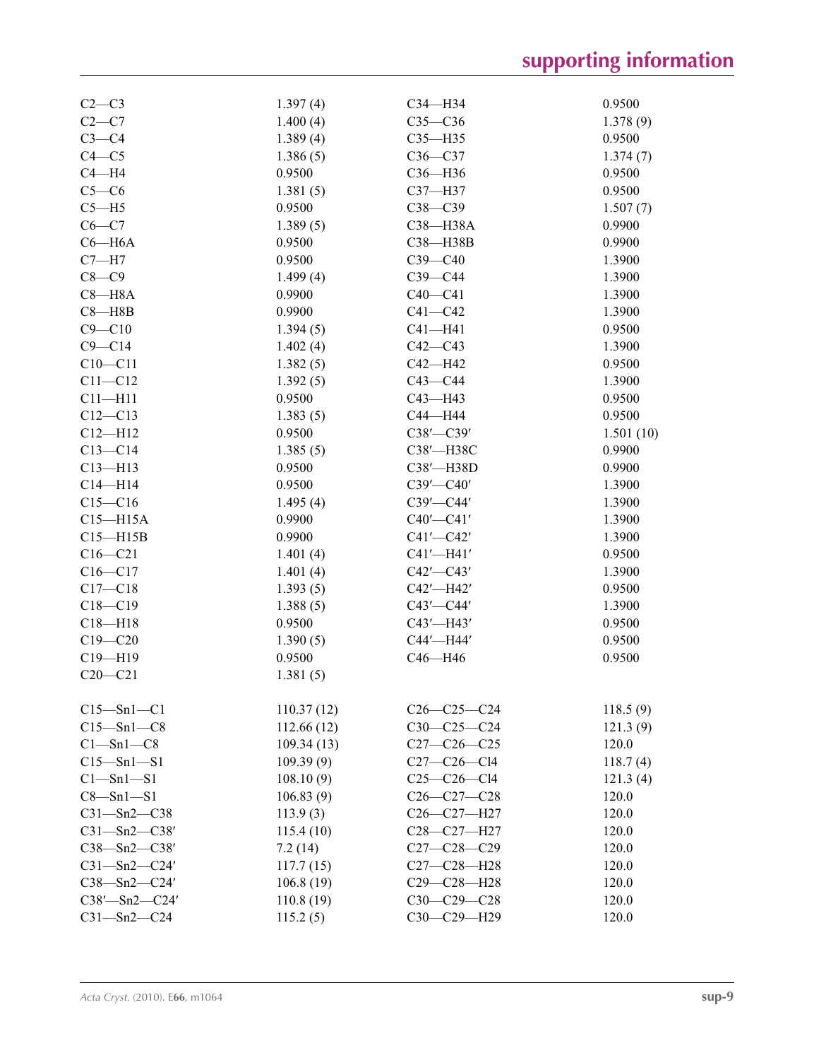| | | | |
|---|---|---|---|
| C2—C3 | 1.397 (4) | C34—H34 | 0.9500 |
| C2—C7 | 1.400 (4) | C35—C36 | 1.378 (9) |
| C3—C4 | 1.389 (4) | C35—H35 | 0.9500 |
| C4—C5 | 1.386 (5) | C36—C37 | 1.374 (7) |
| C4—H4 | 0.9500 | C36—H36 | 0.9500 |
| C5—C6 | 1.381 (5) | C37—H37 | 0.9500 |
| C5—H5 | 0.9500 | C38—C39 | 1.507 (7) |
| C6—C7 | 1.389 (5) | C38—H38A | 0.9900 |
| C6—H6A | 0.9500 | C38—H38B | 0.9900 |
| C7—H7 | 0.9500 | C39—C40 | 1.3900 |
| C8—C9 | 1.499 (4) | C39—C44 | 1.3900 |
| C8—H8A | 0.9900 | C40—C41 | 1.3900 |
| C8—H8B | 0.9900 | C41—C42 | 1.3900 |
| C9—C10 | 1.394 (5) | C41—H41 | 0.9500 |
| C9—C14 | 1.402 (4) | C42—C43 | 1.3900 |
| C10—C11 | 1.382 (5) | C42—H42 | 0.9500 |
| C11—C12 | 1.392 (5) | C43—C44 | 1.3900 |
| C11—H11 | 0.9500 | C43—H43 | 0.9500 |
| C12—C13 | 1.383 (5) | C44—H44 | 0.9500 |
| C12—H12 | 0.9500 | C38′—C39′ | 1.501 (10) |
| C13—C14 | 1.385 (5) | C38′—H38C | 0.9900 |
| C13—H13 | 0.9500 | C38′—H38D | 0.9900 |
| C14—H14 | 0.9500 | C39′—C40′ | 1.3900 |
| C15—C16 | 1.495 (4) | C39′—C44′ | 1.3900 |
| C15—H15A | 0.9900 | C40′—C41′ | 1.3900 |
| C15—H15B | 0.9900 | C41′—C42′ | 1.3900 |
| C16—C21 | 1.401 (4) | C41′—H41′ | 0.9500 |
| C16—C17 | 1.401 (4) | C42′—C43′ | 1.3900 |
| C17—C18 | 1.393 (5) | C42′—H42′ | 0.9500 |
| C18—C19 | 1.388 (5) | C43′—C44′ | 1.3900 |
| C18—H18 | 0.9500 | C43′—H43′ | 0.9500 |
| C19—C20 | 1.390 (5) | C44′—H44′ | 0.9500 |
| C19—H19 | 0.9500 | C46—H46 | 0.9500 |
| C20—C21 | 1.381 (5) | | |
| | | | |
| C15—Sn1—C1 | 110.37 (12) | C26—C25—C24 | 118.5 (9) |
| C15—Sn1—C8 | 112.66 (12) | C30—C25—C24 | 121.3 (9) |
| C1—Sn1—C8 | 109.34 (13) | C27—C26—C25 | 120.0 |
| C15—Sn1—S1 | 109.39 (9) | C27—C26—Cl4 | 118.7 (4) |
| C1—Sn1—S1 | 108.10 (9) | C25—C26—Cl4 | 121.3 (4) |
| C8—Sn1—S1 | 106.83 (9) | C26—C27—C28 | 120.0 |
| C31—Sn2—C38 | 113.9 (3) | C26—C27—H27 | 120.0 |
| C31—Sn2—C38′ | 115.4 (10) | C28—C27—H27 | 120.0 |
| C38—Sn2—C38′ | 7.2 (14) | C27—C28—C29 | 120.0 |
| C31—Sn2—C24′ | 117.7 (15) | C27—C28—H28 | 120.0 |
| C38—Sn2—C24′ | 106.8 (19) | C29—C28—H28 | 120.0 |
| C38′—Sn2—C24′ | 110.8 (19) | C30—C29—C28 | 120.0 |
| C31—Sn2—C24 | 115.2 (5) | C30—C29—H29 | 120.0 |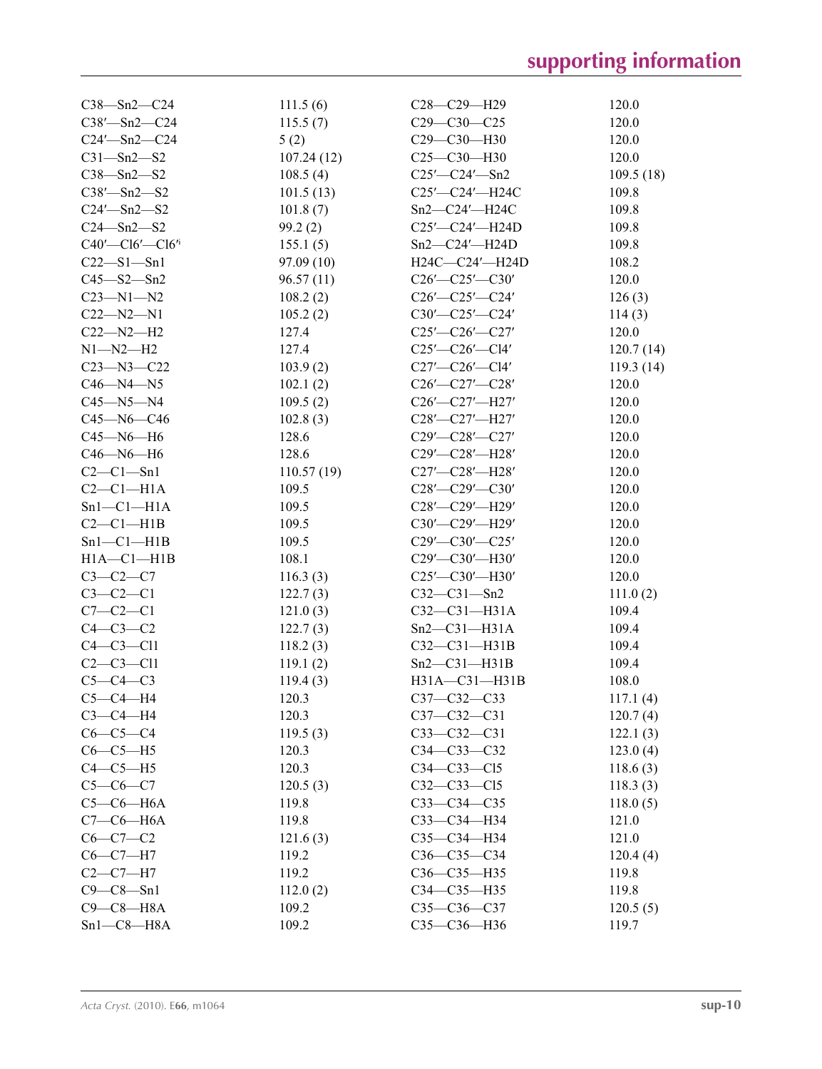| | | | |
|---|---|---|---|
| C38—Sn2—C24 | 111.5 (6) | C28—C29—H29 | 120.0 |
| C38′—Sn2—C24 | 115.5 (7) | C29—C30—C25 | 120.0 |
| C24′—Sn2—C24 | 5 (2) | C29—C30—H30 | 120.0 |
| C31—Sn2—S2 | 107.24 (12) | C25—C30—H30 | 120.0 |
| C38—Sn2—S2 | 108.5 (4) | C25′—C24′—Sn2 | 109.5 (18) |
| C38′—Sn2—S2 | 101.5 (13) | C25′—C24′—H24C | 109.8 |
| C24′—Sn2—S2 | 101.8 (7) | Sn2—C24′—H24C | 109.8 |
| C24—Sn2—S2 | 99.2 (2) | C25′—C24′—H24D | 109.8 |
| C40′—Cl6′—Cl6′[i] | 155.1 (5) | Sn2—C24′—H24D | 109.8 |
| C22—S1—Sn1 | 97.09 (10) | H24C—C24′—H24D | 108.2 |
| C45—S2—Sn2 | 96.57 (11) | C26′—C25′—C30′ | 120.0 |
| C23—N1—N2 | 108.2 (2) | C26′—C25′—C24′ | 126 (3) |
| C22—N2—N1 | 105.2 (2) | C30′—C25′—C24′ | 114 (3) |
| C22—N2—H2 | 127.4 | C25′—C26′—C27′ | 120.0 |
| N1—N2—H2 | 127.4 | C25′—C26′—Cl4′ | 120.7 (14) |
| C23—N3—C22 | 103.9 (2) | C27′—C26′—Cl4′ | 119.3 (14) |
| C46—N4—N5 | 102.1 (2) | C26′—C27′—C28′ | 120.0 |
| C45—N5—N4 | 109.5 (2) | C26′—C27′—H27′ | 120.0 |
| C45—N6—C46 | 102.8 (3) | C28′—C27′—H27′ | 120.0 |
| C45—N6—H6 | 128.6 | C29′—C28′—C27′ | 120.0 |
| C46—N6—H6 | 128.6 | C29′—C28′—H28′ | 120.0 |
| C2—C1—Sn1 | 110.57 (19) | C27′—C28′—H28′ | 120.0 |
| C2—C1—H1A | 109.5 | C28′—C29′—C30′ | 120.0 |
| Sn1—C1—H1A | 109.5 | C28′—C29′—H29′ | 120.0 |
| C2—C1—H1B | 109.5 | C30′—C29′—H29′ | 120.0 |
| Sn1—C1—H1B | 109.5 | C29′—C30′—C25′ | 120.0 |
| H1A—C1—H1B | 108.1 | C29′—C30′—H30′ | 120.0 |
| C3—C2—C7 | 116.3 (3) | C25′—C30′—H30′ | 120.0 |
| C3—C2—C1 | 122.7 (3) | C32—C31—Sn2 | 111.0 (2) |
| C7—C2—C1 | 121.0 (3) | C32—C31—H31A | 109.4 |
| C4—C3—C2 | 122.7 (3) | Sn2—C31—H31A | 109.4 |
| C4—C3—Cl1 | 118.2 (3) | C32—C31—H31B | 109.4 |
| C2—C3—Cl1 | 119.1 (2) | Sn2—C31—H31B | 109.4 |
| C5—C4—C3 | 119.4 (3) | H31A—C31—H31B | 108.0 |
| C5—C4—H4 | 120.3 | C37—C32—C33 | 117.1 (4) |
| C3—C4—H4 | 120.3 | C37—C32—C31 | 120.7 (4) |
| C6—C5—C4 | 119.5 (3) | C33—C32—C31 | 122.1 (3) |
| C6—C5—H5 | 120.3 | C34—C33—C32 | 123.0 (4) |
| C4—C5—H5 | 120.3 | C34—C33—Cl5 | 118.6 (3) |
| C5—C6—C7 | 120.5 (3) | C32—C33—Cl5 | 118.3 (3) |
| C5—C6—H6A | 119.8 | C33—C34—C35 | 118.0 (5) |
| C7—C6—H6A | 119.8 | C33—C34—H34 | 121.0 |
| C6—C7—C2 | 121.6 (3) | C35—C34—H34 | 121.0 |
| C6—C7—H7 | 119.2 | C36—C35—C34 | 120.4 (4) |
| C2—C7—H7 | 119.2 | C36—C35—H35 | 119.8 |
| C9—C8—Sn1 | 112.0 (2) | C34—C35—H35 | 119.8 |
| C9—C8—H8A | 109.2 | C35—C36—C37 | 120.5 (5) |
| Sn1—C8—H8A | 109.2 | C35—C36—H36 | 119.7 |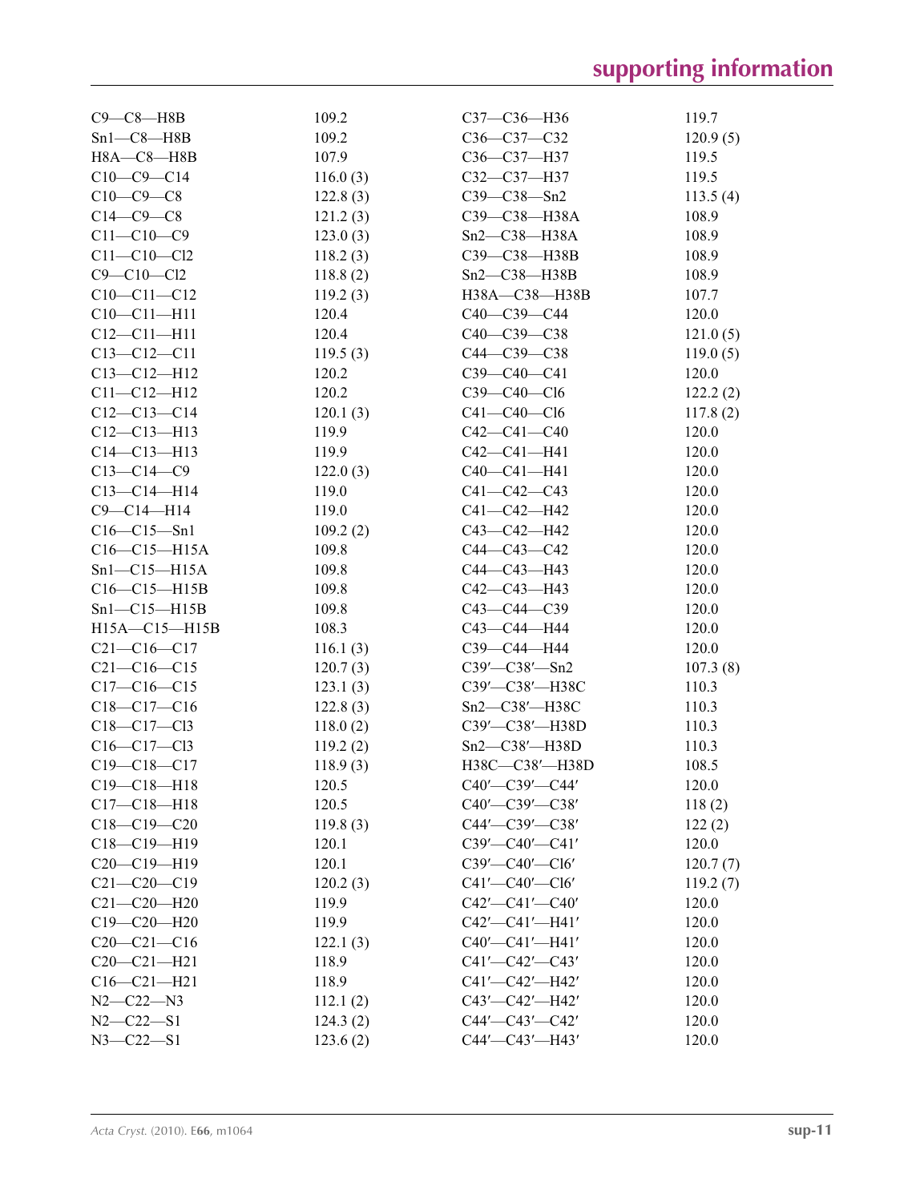| | | | |
|---|---|---|---|
| C9—C8—H8B | 109.2 | C37—C36—H36 | 119.7 |
| Sn1—C8—H8B | 109.2 | C36—C37—C32 | 120.9 (5) |
| H8A—C8—H8B | 107.9 | C36—C37—H37 | 119.5 |
| C10—C9—C14 | 116.0 (3) | C32—C37—H37 | 119.5 |
| C10—C9—C8 | 122.8 (3) | C39—C38—Sn2 | 113.5 (4) |
| C14—C9—C8 | 121.2 (3) | C39—C38—H38A | 108.9 |
| C11—C10—C9 | 123.0 (3) | Sn2—C38—H38A | 108.9 |
| C11—C10—Cl2 | 118.2 (3) | C39—C38—H38B | 108.9 |
| C9—C10—Cl2 | 118.8 (2) | Sn2—C38—H38B | 108.9 |
| C10—C11—C12 | 119.2 (3) | H38A—C38—H38B | 107.7 |
| C10—C11—H11 | 120.4 | C40—C39—C44 | 120.0 |
| C12—C11—H11 | 120.4 | C40—C39—C38 | 121.0 (5) |
| C13—C12—C11 | 119.5 (3) | C44—C39—C38 | 119.0 (5) |
| C13—C12—H12 | 120.2 | C39—C40—C41 | 120.0 |
| C11—C12—H12 | 120.2 | C39—C40—Cl6 | 122.2 (2) |
| C12—C13—C14 | 120.1 (3) | C41—C40—Cl6 | 117.8 (2) |
| C12—C13—H13 | 119.9 | C42—C41—C40 | 120.0 |
| C14—C13—H13 | 119.9 | C42—C41—H41 | 120.0 |
| C13—C14—C9 | 122.0 (3) | C40—C41—H41 | 120.0 |
| C13—C14—H14 | 119.0 | C41—C42—C43 | 120.0 |
| C9—C14—H14 | 119.0 | C41—C42—H42 | 120.0 |
| C16—C15—Sn1 | 109.2 (2) | C43—C42—H42 | 120.0 |
| C16—C15—H15A | 109.8 | C44—C43—C42 | 120.0 |
| Sn1—C15—H15A | 109.8 | C44—C43—H43 | 120.0 |
| C16—C15—H15B | 109.8 | C42—C43—H43 | 120.0 |
| Sn1—C15—H15B | 109.8 | C43—C44—C39 | 120.0 |
| H15A—C15—H15B | 108.3 | C43—C44—H44 | 120.0 |
| C21—C16—C17 | 116.1 (3) | C39—C44—H44 | 120.0 |
| C21—C16—C15 | 120.7 (3) | C39′—C38′—Sn2 | 107.3 (8) |
| C17—C16—C15 | 123.1 (3) | C39′—C38′—H38C | 110.3 |
| C18—C17—C16 | 122.8 (3) | Sn2—C38′—H38C | 110.3 |
| C18—C17—Cl3 | 118.0 (2) | C39′—C38′—H38D | 110.3 |
| C16—C17—Cl3 | 119.2 (2) | Sn2—C38′—H38D | 110.3 |
| C19—C18—C17 | 118.9 (3) | H38C—C38′—H38D | 108.5 |
| C19—C18—H18 | 120.5 | C40′—C39′—C44′ | 120.0 |
| C17—C18—H18 | 120.5 | C40′—C39′—C38′ | 118 (2) |
| C18—C19—C20 | 119.8 (3) | C44′—C39′—C38′ | 122 (2) |
| C18—C19—H19 | 120.1 | C39′—C40′—C41′ | 120.0 |
| C20—C19—H19 | 120.1 | C39′—C40′—Cl6′ | 120.7 (7) |
| C21—C20—C19 | 120.2 (3) | C41′—C40′—Cl6′ | 119.2 (7) |
| C21—C20—H20 | 119.9 | C42′—C41′—C40′ | 120.0 |
| C19—C20—H20 | 119.9 | C42′—C41′—H41′ | 120.0 |
| C20—C21—C16 | 122.1 (3) | C40′—C41′—H41′ | 120.0 |
| C20—C21—H21 | 118.9 | C41′—C42′—C43′ | 120.0 |
| C16—C21—H21 | 118.9 | C41′—C42′—H42′ | 120.0 |
| N2—C22—N3 | 112.1 (2) | C43′—C42′—H42′ | 120.0 |
| N2—C22—S1 | 124.3 (2) | C44′—C43′—C42′ | 120.0 |
| N3—C22—S1 | 123.6 (2) | C44′—C43′—H43′ | 120.0 |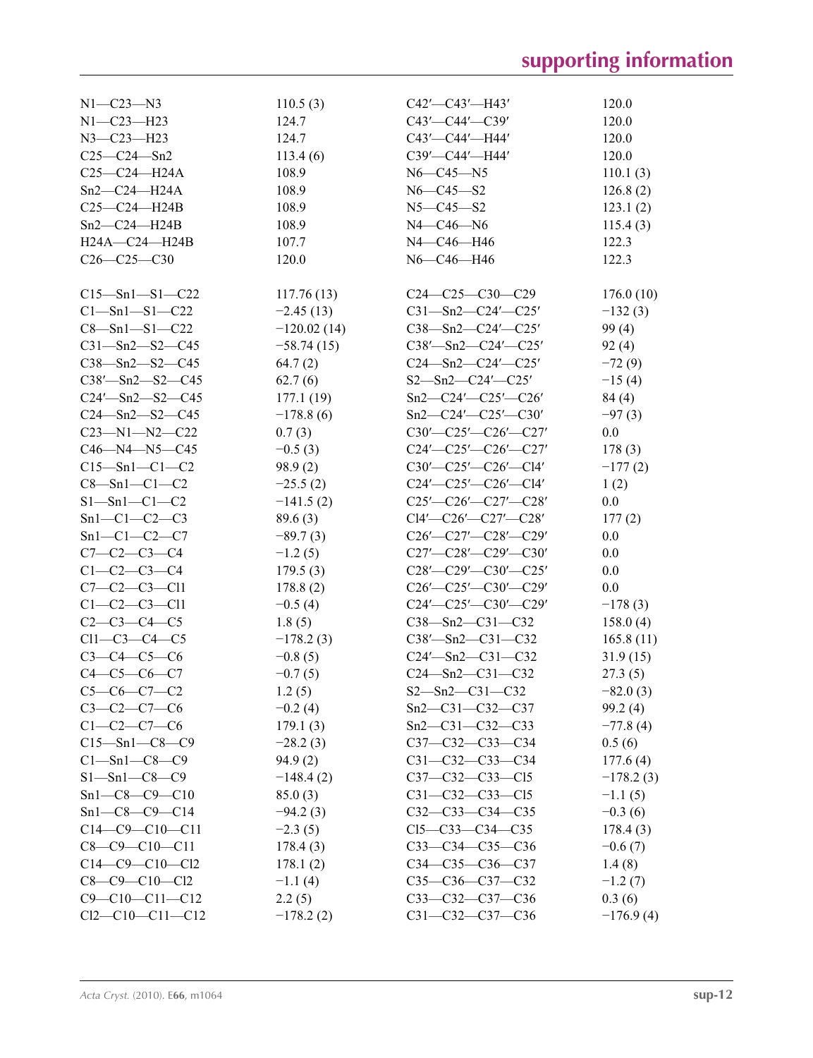| | | | |
|---|---|---|---|
| N1—C23—N3 | 110.5 (3) | C42′—C43′—H43′ | 120.0 |
| N1—C23—H23 | 124.7 | C43′—C44′—C39′ | 120.0 |
| N3—C23—H23 | 124.7 | C43′—C44′—H44′ | 120.0 |
| C25—C24—Sn2 | 113.4 (6) | C39′—C44′—H44′ | 120.0 |
| C25—C24—H24A | 108.9 | N6—C45—N5 | 110.1 (3) |
| Sn2—C24—H24A | 108.9 | N6—C45—S2 | 126.8 (2) |
| C25—C24—H24B | 108.9 | N5—C45—S2 | 123.1 (2) |
| Sn2—C24—H24B | 108.9 | N4—C46—N6 | 115.4 (3) |
| H24A—C24—H24B | 107.7 | N4—C46—H46 | 122.3 |
| C26—C25—C30 | 120.0 | N6—C46—H46 | 122.3 |

| | | | |
|---|---|---|---|
| C15—Sn1—S1—C22 | 117.76 (13) | C24—C25—C30—C29 | 176.0 (10) |
| C1—Sn1—S1—C22 | −2.45 (13) | C31—Sn2—C24′—C25′ | −132 (3) |
| C8—Sn1—S1—C22 | −120.02 (14) | C38—Sn2—C24′—C25′ | 99 (4) |
| C31—Sn2—S2—C45 | −58.74 (15) | C38′—Sn2—C24′—C25′ | 92 (4) |
| C38—Sn2—S2—C45 | 64.7 (2) | C24—Sn2—C24′—C25′ | −72 (9) |
| C38′—Sn2—S2—C45 | 62.7 (6) | S2—Sn2—C24′—C25′ | −15 (4) |
| C24′—Sn2—S2—C45 | 177.1 (19) | Sn2—C24′—C25′—C26′ | 84 (4) |
| C24—Sn2—S2—C45 | −178.8 (6) | Sn2—C24′—C25′—C30′ | −97 (3) |
| C23—N1—N2—C22 | 0.7 (3) | C30′—C25′—C26′—C27′ | 0.0 |
| C46—N4—N5—C45 | −0.5 (3) | C24′—C25′—C26′—C27′ | 178 (3) |
| C15—Sn1—C1—C2 | 98.9 (2) | C30′—C25′—C26′—Cl4′ | −177 (2) |
| C8—Sn1—C1—C2 | −25.5 (2) | C24′—C25′—C26′—Cl4′ | 1 (2) |
| S1—Sn1—C1—C2 | −141.5 (2) | C25′—C26′—C27′—C28′ | 0.0 |
| Sn1—C1—C2—C3 | 89.6 (3) | Cl4′—C26′—C27′—C28′ | 177 (2) |
| Sn1—C1—C2—C7 | −89.7 (3) | C26′—C27′—C28′—C29′ | 0.0 |
| C7—C2—C3—C4 | −1.2 (5) | C27′—C28′—C29′—C30′ | 0.0 |
| C1—C2—C3—C4 | 179.5 (3) | C28′—C29′—C30′—C25′ | 0.0 |
| C7—C2—C3—Cl1 | 178.8 (2) | C26′—C25′—C30′—C29′ | 0.0 |
| C1—C2—C3—Cl1 | −0.5 (4) | C24′—C25′—C30′—C29′ | −178 (3) |
| C2—C3—C4—C5 | 1.8 (5) | C38—Sn2—C31—C32 | 158.0 (4) |
| Cl1—C3—C4—C5 | −178.2 (3) | C38′—Sn2—C31—C32 | 165.8 (11) |
| C3—C4—C5—C6 | −0.8 (5) | C24′—Sn2—C31—C32 | 31.9 (15) |
| C4—C5—C6—C7 | −0.7 (5) | C24—Sn2—C31—C32 | 27.3 (5) |
| C5—C6—C7—C2 | 1.2 (5) | S2—Sn2—C31—C32 | −82.0 (3) |
| C3—C2—C7—C6 | −0.2 (4) | Sn2—C31—C32—C37 | 99.2 (4) |
| C1—C2—C7—C6 | 179.1 (3) | Sn2—C31—C32—C33 | −77.8 (4) |
| C15—Sn1—C8—C9 | −28.2 (3) | C37—C32—C33—C34 | 0.5 (6) |
| C1—Sn1—C8—C9 | 94.9 (2) | C31—C32—C33—C34 | 177.6 (4) |
| S1—Sn1—C8—C9 | −148.4 (2) | C37—C32—C33—Cl5 | −178.2 (3) |
| Sn1—C8—C9—C10 | 85.0 (3) | C31—C32—C33—Cl5 | −1.1 (5) |
| Sn1—C8—C9—C14 | −94.2 (3) | C32—C33—C34—C35 | −0.3 (6) |
| C14—C9—C10—C11 | −2.3 (5) | Cl5—C33—C34—C35 | 178.4 (3) |
| C8—C9—C10—C11 | 178.4 (3) | C33—C34—C35—C36 | −0.6 (7) |
| C14—C9—C10—Cl2 | 178.1 (2) | C34—C35—C36—C37 | 1.4 (8) |
| C8—C9—C10—Cl2 | −1.1 (4) | C35—C36—C37—C32 | −1.2 (7) |
| C9—C10—C11—C12 | 2.2 (5) | C33—C32—C37—C36 | 0.3 (6) |
| Cl2—C10—C11—C12 | −178.2 (2) | C31—C32—C37—C36 | −176.9 (4) |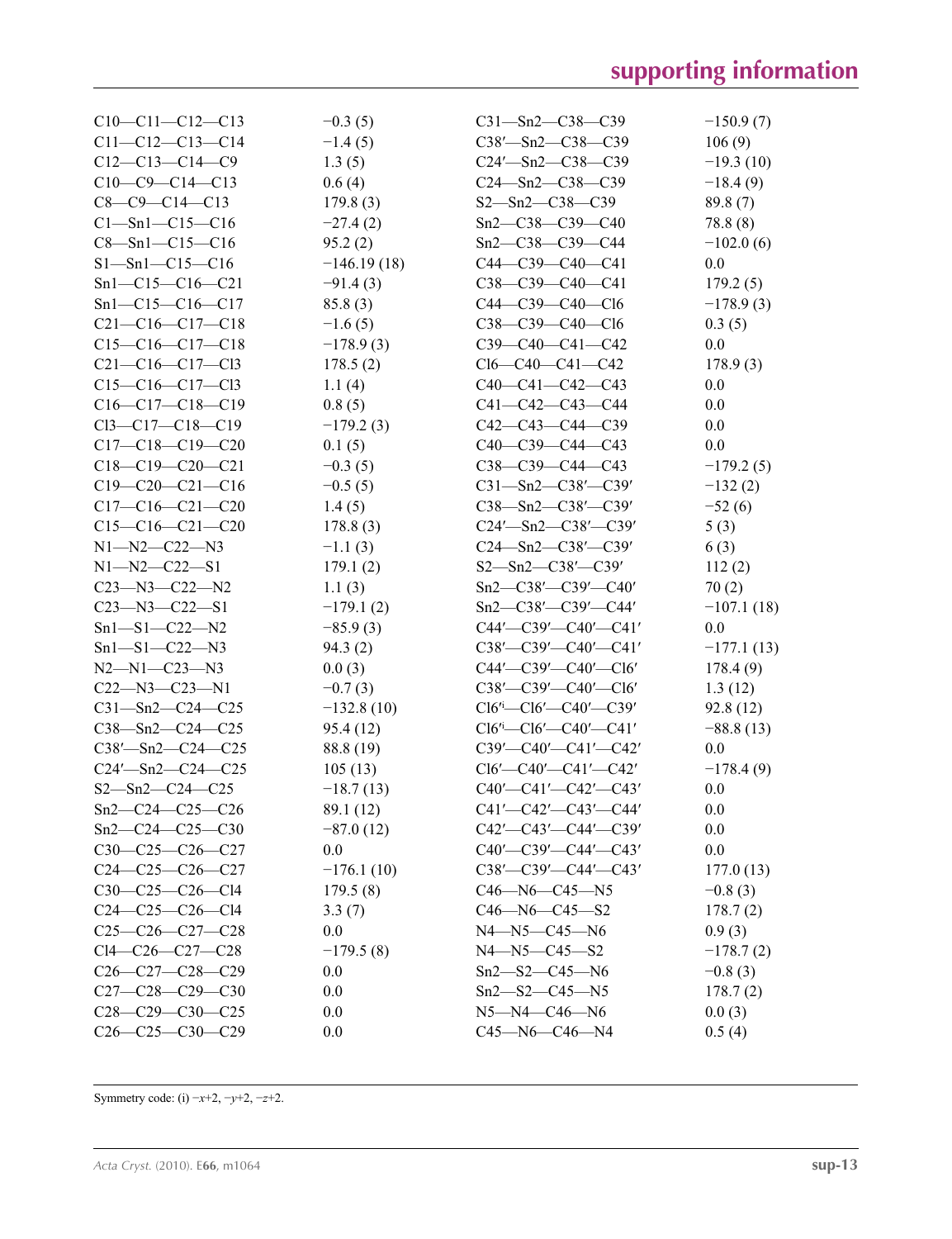| | | | |
|---|---|---|---|
| C10—C11—C12—C13 | −0.3 (5) | C31—Sn2—C38—C39 | −150.9 (7) |
| C11—C12—C13—C14 | −1.4 (5) | C38′—Sn2—C38—C39 | 106 (9) |
| C12—C13—C14—C9 | 1.3 (5) | C24′—Sn2—C38—C39 | −19.3 (10) |
| C10—C9—C14—C13 | 0.6 (4) | C24—Sn2—C38—C39 | −18.4 (9) |
| C8—C9—C14—C13 | 179.8 (3) | S2—Sn2—C38—C39 | 89.8 (7) |
| C1—Sn1—C15—C16 | −27.4 (2) | Sn2—C38—C39—C40 | 78.8 (8) |
| C8—Sn1—C15—C16 | 95.2 (2) | Sn2—C38—C39—C44 | −102.0 (6) |
| S1—Sn1—C15—C16 | −146.19 (18) | C44—C39—C40—C41 | 0.0 |
| Sn1—C15—C16—C21 | −91.4 (3) | C38—C39—C40—C41 | 179.2 (5) |
| Sn1—C15—C16—C17 | 85.8 (3) | C44—C39—C40—Cl6 | −178.9 (3) |
| C21—C16—C17—C18 | −1.6 (5) | C38—C39—C40—Cl6 | 0.3 (5) |
| C15—C16—C17—C18 | −178.9 (3) | C39—C40—C41—C42 | 0.0 |
| C21—C16—C17—Cl3 | 178.5 (2) | Cl6—C40—C41—C42 | 178.9 (3) |
| C15—C16—C17—Cl3 | 1.1 (4) | C40—C41—C42—C43 | 0.0 |
| C16—C17—C18—C19 | 0.8 (5) | C41—C42—C43—C44 | 0.0 |
| Cl3—C17—C18—C19 | −179.2 (3) | C42—C43—C44—C39 | 0.0 |
| C17—C18—C19—C20 | 0.1 (5) | C40—C39—C44—C43 | 0.0 |
| C18—C19—C20—C21 | −0.3 (5) | C38—C39—C44—C43 | −179.2 (5) |
| C19—C20—C21—C16 | −0.5 (5) | C31—Sn2—C38′—C39′ | −132 (2) |
| C17—C16—C21—C20 | 1.4 (5) | C38—Sn2—C38′—C39′ | −52 (6) |
| C15—C16—C21—C20 | 178.8 (3) | C24′—Sn2—C38′—C39′ | 5 (3) |
| N1—N2—C22—N3 | −1.1 (3) | C24—Sn2—C38′—C39′ | 6 (3) |
| N1—N2—C22—S1 | 179.1 (2) | S2—Sn2—C38′—C39′ | 112 (2) |
| C23—N3—C22—N2 | 1.1 (3) | Sn2—C38′—C39′—C40′ | 70 (2) |
| C23—N3—C22—S1 | −179.1 (2) | Sn2—C38′—C39′—C44′ | −107.1 (18) |
| Sn1—S1—C22—N2 | −85.9 (3) | C44′—C39′—C40′—C41′ | 0.0 |
| Sn1—S1—C22—N3 | 94.3 (2) | C38′—C39′—C40′—C41′ | −177.1 (13) |
| N2—N1—C23—N3 | 0.0 (3) | C44′—C39′—C40′—Cl6′ | 178.4 (9) |
| C22—N3—C23—N1 | −0.7 (3) | C38′—C39′—C40′—Cl6′ | 1.3 (12) |
| C31—Sn2—C24—C25 | −132.8 (10) | Cl6′[i]—Cl6′—C40′—C39′ | 92.8 (12) |
| C38—Sn2—C24—C25 | 95.4 (12) | Cl6′[i]—Cl6′—C40′—C41′ | −88.8 (13) |
| C38′—Sn2—C24—C25 | 88.8 (19) | C39′—C40′—C41′—C42′ | 0.0 |
| C24′—Sn2—C24—C25 | 105 (13) | Cl6′—C40′—C41′—C42′ | −178.4 (9) |
| S2—Sn2—C24—C25 | −18.7 (13) | C40′—C41′—C42′—C43′ | 0.0 |
| Sn2—C24—C25—C26 | 89.1 (12) | C41′—C42′—C43′—C44′ | 0.0 |
| Sn2—C24—C25—C30 | −87.0 (12) | C42′—C43′—C44′—C39′ | 0.0 |
| C30—C25—C26—C27 | 0.0 | C40′—C39′—C44′—C43′ | 0.0 |
| C24—C25—C26—C27 | −176.1 (10) | C38′—C39′—C44′—C43′ | 177.0 (13) |
| C30—C25—C26—Cl4 | 179.5 (8) | C46—N6—C45—N5 | −0.8 (3) |
| C24—C25—C26—Cl4 | 3.3 (7) | C46—N6—C45—S2 | 178.7 (2) |
| C25—C26—C27—C28 | 0.0 | N4—N5—C45—N6 | 0.9 (3) |
| Cl4—C26—C27—C28 | −179.5 (8) | N4—N5—C45—S2 | −178.7 (2) |
| C26—C27—C28—C29 | 0.0 | Sn2—S2—C45—N6 | −0.8 (3) |
| C27—C28—C29—C30 | 0.0 | Sn2—S2—C45—N5 | 178.7 (2) |
| C28—C29—C30—C25 | 0.0 | N5—N4—C46—N6 | 0.0 (3) |
| C26—C25—C30—C29 | 0.0 | C45—N6—C46—N4 | 0.5 (4) |

Symmetry code: (i) $-x+2, -y+2, -z+2$.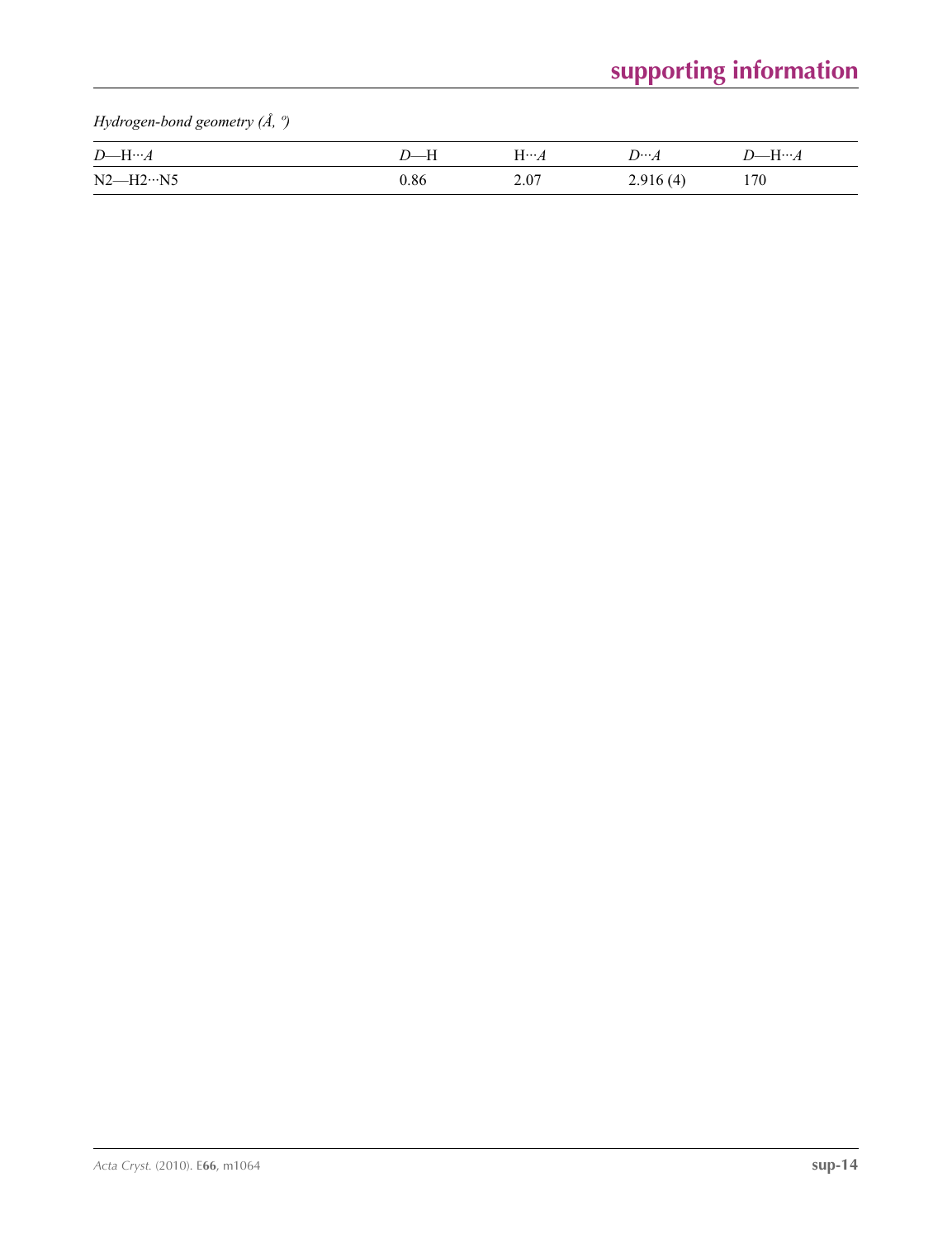*Hydrogen-bond geometry (Å, º)*

| *D*—H···*A* | *D*—H | H···*A* | *D*···*A* | *D*—H···*A* |
|---|---|---|---|---|
| N2—H2···N5 | 0.86 | 2.07 | 2.916 (4) | 170 |